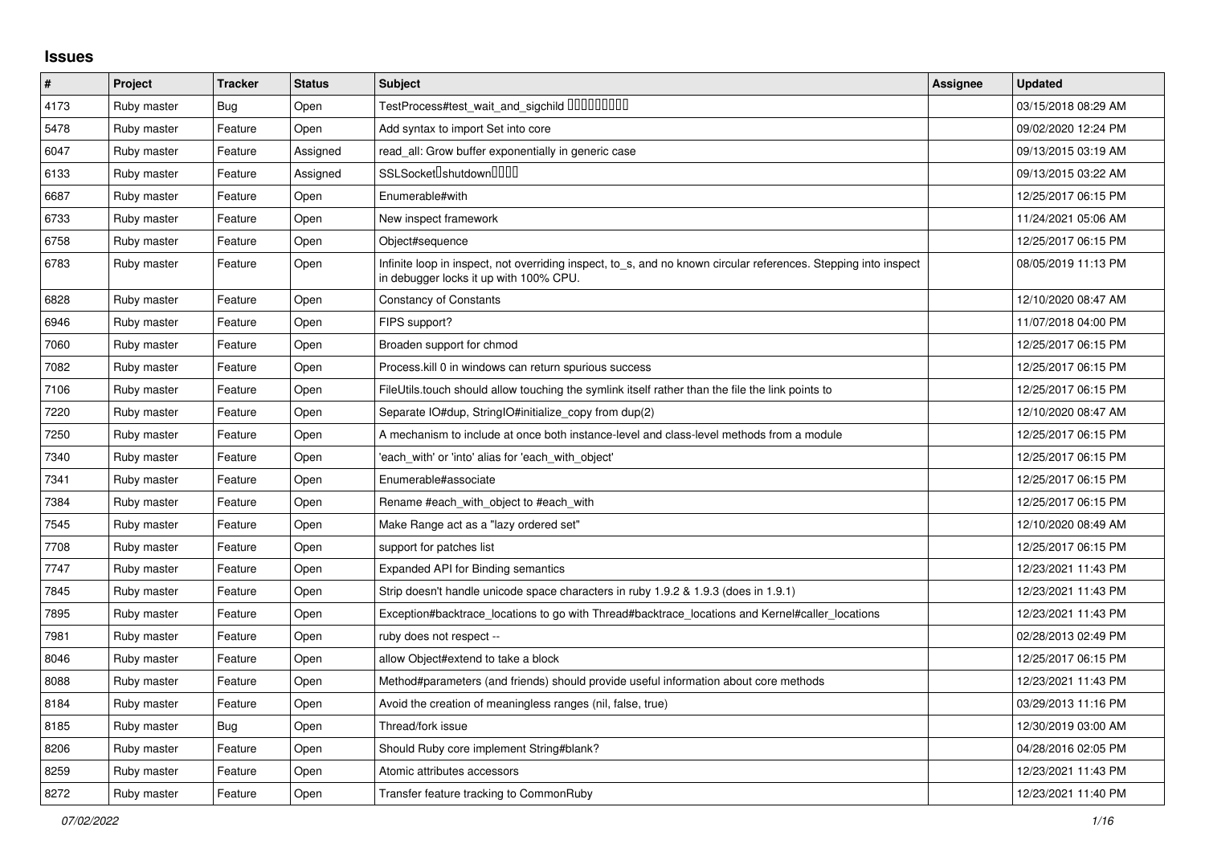## Issues

| # | Project | Tracker | Status | Subject | Assignee | Updated |
|---|---|---|---|---|---|---|
| 4173 | Ruby master | Bug | Open | TestProcess#test_wait_and_sigchild □□□□□□□□□ | | 03/15/2018 08:29 AM |
| 5478 | Ruby master | Feature | Open | Add syntax to import Set into core | | 09/02/2020 12:24 PM |
| 6047 | Ruby master | Feature | Assigned | read_all: Grow buffer exponentially in generic case | | 09/13/2015 03:19 AM |
| 6133 | Ruby master | Feature | Assigned | SSLSocket□shutdown□□□□ | | 09/13/2015 03:22 AM |
| 6687 | Ruby master | Feature | Open | Enumerable#with | | 12/25/2017 06:15 PM |
| 6733 | Ruby master | Feature | Open | New inspect framework | | 11/24/2021 05:06 AM |
| 6758 | Ruby master | Feature | Open | Object#sequence | | 12/25/2017 06:15 PM |
| 6783 | Ruby master | Feature | Open | Infinite loop in inspect, not overriding inspect, to_s, and no known circular references. Stepping into inspect in debugger locks it up with 100% CPU. | | 08/05/2019 11:13 PM |
| 6828 | Ruby master | Feature | Open | Constancy of Constants | | 12/10/2020 08:47 AM |
| 6946 | Ruby master | Feature | Open | FIPS support? | | 11/07/2018 04:00 PM |
| 7060 | Ruby master | Feature | Open | Broaden support for chmod | | 12/25/2017 06:15 PM |
| 7082 | Ruby master | Feature | Open | Process.kill 0 in windows can return spurious success | | 12/25/2017 06:15 PM |
| 7106 | Ruby master | Feature | Open | FileUtils.touch should allow touching the symlink itself rather than the file the link points to | | 12/25/2017 06:15 PM |
| 7220 | Ruby master | Feature | Open | Separate IO#dup, StringIO#initialize_copy from dup(2) | | 12/10/2020 08:47 AM |
| 7250 | Ruby master | Feature | Open | A mechanism to include at once both instance-level and class-level methods from a module | | 12/25/2017 06:15 PM |
| 7340 | Ruby master | Feature | Open | 'each_with' or 'into' alias for 'each_with_object' | | 12/25/2017 06:15 PM |
| 7341 | Ruby master | Feature | Open | Enumerable#associate | | 12/25/2017 06:15 PM |
| 7384 | Ruby master | Feature | Open | Rename #each_with_object to #each_with | | 12/25/2017 06:15 PM |
| 7545 | Ruby master | Feature | Open | Make Range act as a "lazy ordered set" | | 12/10/2020 08:49 AM |
| 7708 | Ruby master | Feature | Open | support for patches list | | 12/25/2017 06:15 PM |
| 7747 | Ruby master | Feature | Open | Expanded API for Binding semantics | | 12/23/2021 11:43 PM |
| 7845 | Ruby master | Feature | Open | Strip doesn't handle unicode space characters in ruby 1.9.2 & 1.9.3 (does in 1.9.1) | | 12/23/2021 11:43 PM |
| 7895 | Ruby master | Feature | Open | Exception#backtrace_locations to go with Thread#backtrace_locations and Kernel#caller_locations | | 12/23/2021 11:43 PM |
| 7981 | Ruby master | Feature | Open | ruby does not respect -- | | 02/28/2013 02:49 PM |
| 8046 | Ruby master | Feature | Open | allow Object#extend to take a block | | 12/25/2017 06:15 PM |
| 8088 | Ruby master | Feature | Open | Method#parameters (and friends) should provide useful information about core methods | | 12/23/2021 11:43 PM |
| 8184 | Ruby master | Feature | Open | Avoid the creation of meaningless ranges (nil, false, true) | | 03/29/2013 11:16 PM |
| 8185 | Ruby master | Bug | Open | Thread/fork issue | | 12/30/2019 03:00 AM |
| 8206 | Ruby master | Feature | Open | Should Ruby core implement String#blank? | | 04/28/2016 02:05 PM |
| 8259 | Ruby master | Feature | Open | Atomic attributes accessors | | 12/23/2021 11:43 PM |
| 8272 | Ruby master | Feature | Open | Transfer feature tracking to CommonRuby | | 12/23/2021 11:40 PM |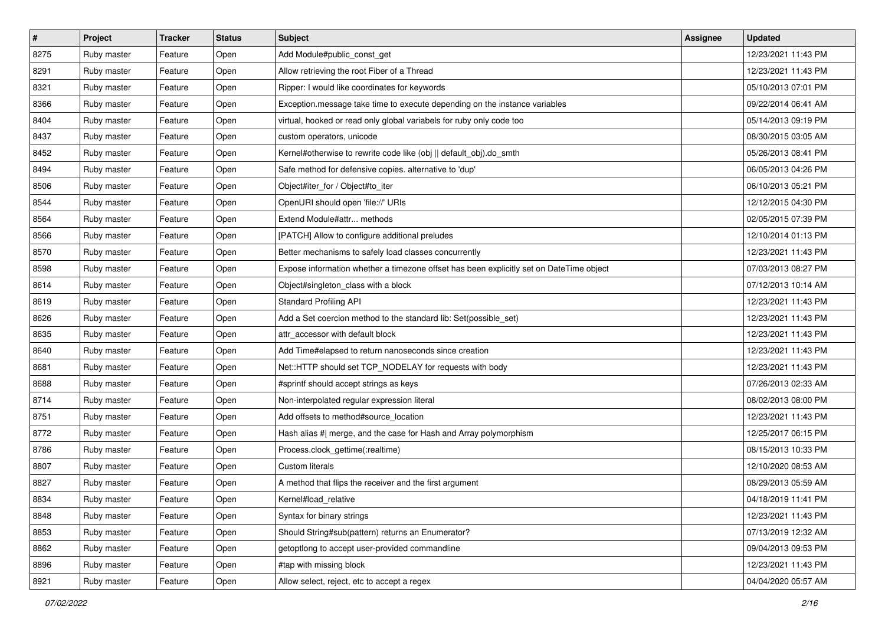| # | Project | Tracker | Status | Subject | Assignee | Updated |
|---|---|---|---|---|---|---|
| 8275 | Ruby master | Feature | Open | Add Module#public_const_get | | 12/23/2021 11:43 PM |
| 8291 | Ruby master | Feature | Open | Allow retrieving the root Fiber of a Thread | | 12/23/2021 11:43 PM |
| 8321 | Ruby master | Feature | Open | Ripper: I would like coordinates for keywords | | 05/10/2013 07:01 PM |
| 8366 | Ruby master | Feature | Open | Exception.message take time to execute depending on the instance variables | | 09/22/2014 06:41 AM |
| 8404 | Ruby master | Feature | Open | virtual, hooked or read only global variabels for ruby only code too | | 05/14/2013 09:19 PM |
| 8437 | Ruby master | Feature | Open | custom operators, unicode | | 08/30/2015 03:05 AM |
| 8452 | Ruby master | Feature | Open | Kernel#otherwise to rewrite code like (obj \|\| default_obj).do_smth | | 05/26/2013 08:41 PM |
| 8494 | Ruby master | Feature | Open | Safe method for defensive copies. alternative to 'dup' | | 06/05/2013 04:26 PM |
| 8506 | Ruby master | Feature | Open | Object#iter_for / Object#to_iter | | 06/10/2013 05:21 PM |
| 8544 | Ruby master | Feature | Open | OpenURI should open 'file://' URIs | | 12/12/2015 04:30 PM |
| 8564 | Ruby master | Feature | Open | Extend Module#attr... methods | | 02/05/2015 07:39 PM |
| 8566 | Ruby master | Feature | Open | [PATCH] Allow to configure additional preludes | | 12/10/2014 01:13 PM |
| 8570 | Ruby master | Feature | Open | Better mechanisms to safely load classes concurrently | | 12/23/2021 11:43 PM |
| 8598 | Ruby master | Feature | Open | Expose information whether a timezone offset has been explicitly set on DateTime object | | 07/03/2013 08:27 PM |
| 8614 | Ruby master | Feature | Open | Object#singleton_class with a block | | 07/12/2013 10:14 AM |
| 8619 | Ruby master | Feature | Open | Standard Profiling API | | 12/23/2021 11:43 PM |
| 8626 | Ruby master | Feature | Open | Add a Set coercion method to the standard lib: Set(possible_set) | | 12/23/2021 11:43 PM |
| 8635 | Ruby master | Feature | Open | attr_accessor with default block | | 12/23/2021 11:43 PM |
| 8640 | Ruby master | Feature | Open | Add Time#elapsed to return nanoseconds since creation | | 12/23/2021 11:43 PM |
| 8681 | Ruby master | Feature | Open | Net::HTTP should set TCP_NODELAY for requests with body | | 12/23/2021 11:43 PM |
| 8688 | Ruby master | Feature | Open | #sprintf should accept strings as keys | | 07/26/2013 02:33 AM |
| 8714 | Ruby master | Feature | Open | Non-interpolated regular expression literal | | 08/02/2013 08:00 PM |
| 8751 | Ruby master | Feature | Open | Add offsets to method#source_location | | 12/23/2021 11:43 PM |
| 8772 | Ruby master | Feature | Open | Hash alias #\| merge, and the case for Hash and Array polymorphism | | 12/25/2017 06:15 PM |
| 8786 | Ruby master | Feature | Open | Process.clock_gettime(:realtime) | | 08/15/2013 10:33 PM |
| 8807 | Ruby master | Feature | Open | Custom literals | | 12/10/2020 08:53 AM |
| 8827 | Ruby master | Feature | Open | A method that flips the receiver and the first argument | | 08/29/2013 05:59 AM |
| 8834 | Ruby master | Feature | Open | Kernel#load_relative | | 04/18/2019 11:41 PM |
| 8848 | Ruby master | Feature | Open | Syntax for binary strings | | 12/23/2021 11:43 PM |
| 8853 | Ruby master | Feature | Open | Should String#sub(pattern) returns an Enumerator? | | 07/13/2019 12:32 AM |
| 8862 | Ruby master | Feature | Open | getoptlong to accept user-provided commandline | | 09/04/2013 09:53 PM |
| 8896 | Ruby master | Feature | Open | #tap with missing block | | 12/23/2021 11:43 PM |
| 8921 | Ruby master | Feature | Open | Allow select, reject, etc to accept a regex | | 04/04/2020 05:57 AM |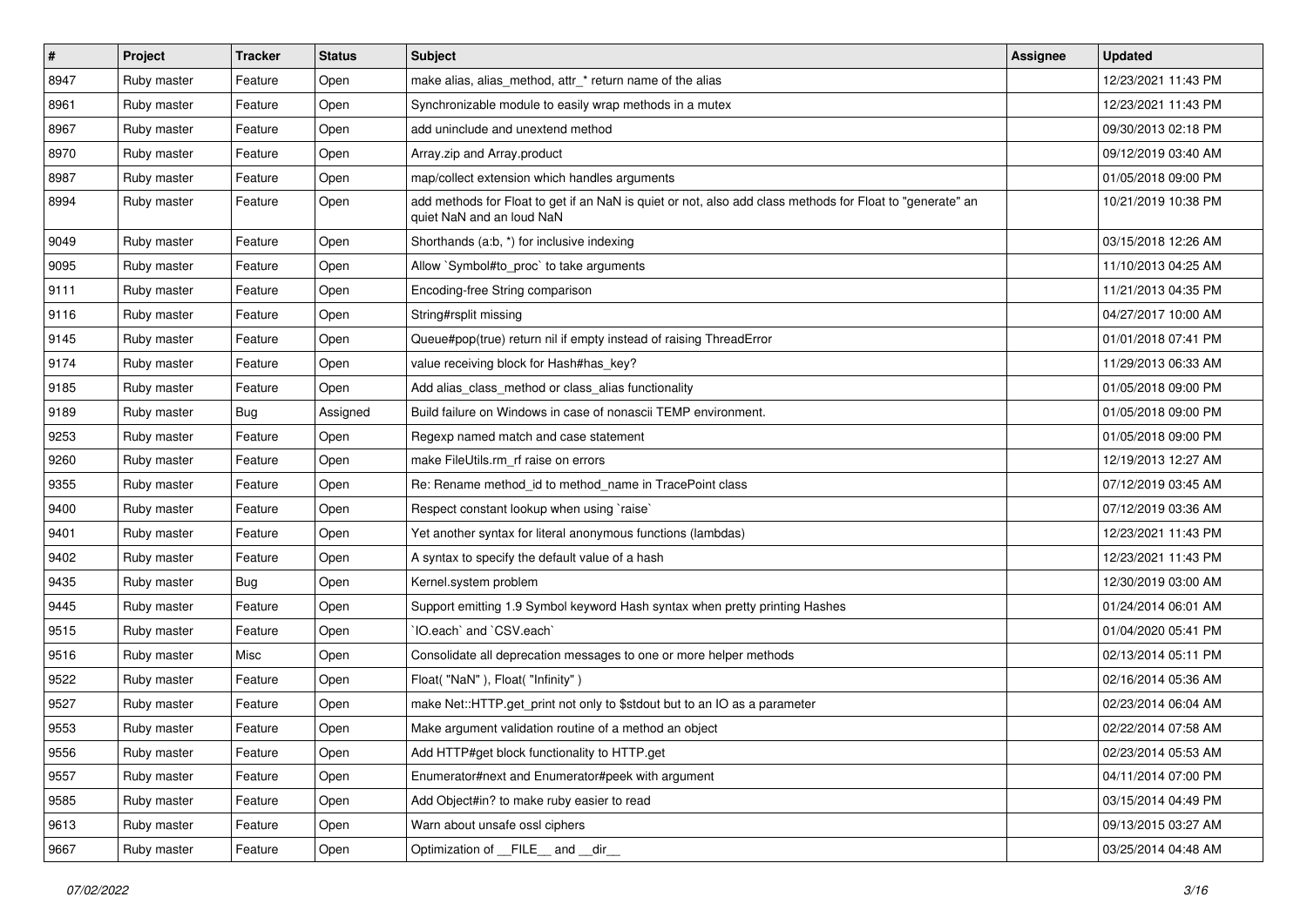| # | Project | Tracker | Status | Subject | Assignee | Updated |
|---|---|---|---|---|---|---|
| 8947 | Ruby master | Feature | Open | make alias, alias_method, attr_* return name of the alias | | 12/23/2021 11:43 PM |
| 8961 | Ruby master | Feature | Open | Synchronizable module to easily wrap methods in a mutex | | 12/23/2021 11:43 PM |
| 8967 | Ruby master | Feature | Open | add uninclude and unextend method | | 09/30/2013 02:18 PM |
| 8970 | Ruby master | Feature | Open | Array.zip and Array.product | | 09/12/2019 03:40 AM |
| 8987 | Ruby master | Feature | Open | map/collect extension which handles arguments | | 01/05/2018 09:00 PM |
| 8994 | Ruby master | Feature | Open | add methods for Float to get if an NaN is quiet or not, also add class methods for Float to "generate" an quiet NaN and an loud NaN | | 10/21/2019 10:38 PM |
| 9049 | Ruby master | Feature | Open | Shorthands (a:b, *) for inclusive indexing | | 03/15/2018 12:26 AM |
| 9095 | Ruby master | Feature | Open | Allow `Symbol#to_proc` to take arguments | | 11/10/2013 04:25 AM |
| 9111 | Ruby master | Feature | Open | Encoding-free String comparison | | 11/21/2013 04:35 PM |
| 9116 | Ruby master | Feature | Open | String#rsplit missing | | 04/27/2017 10:00 AM |
| 9145 | Ruby master | Feature | Open | Queue#pop(true) return nil if empty instead of raising ThreadError | | 01/01/2018 07:41 PM |
| 9174 | Ruby master | Feature | Open | value receiving block for Hash#has_key? | | 11/29/2013 06:33 AM |
| 9185 | Ruby master | Feature | Open | Add alias_class_method or class_alias functionality | | 01/05/2018 09:00 PM |
| 9189 | Ruby master | Bug | Assigned | Build failure on Windows in case of nonascii TEMP environment. | | 01/05/2018 09:00 PM |
| 9253 | Ruby master | Feature | Open | Regexp named match and case statement | | 01/05/2018 09:00 PM |
| 9260 | Ruby master | Feature | Open | make FileUtils.rm_rf raise on errors | | 12/19/2013 12:27 AM |
| 9355 | Ruby master | Feature | Open | Re: Rename method_id to method_name in TracePoint class | | 07/12/2019 03:45 AM |
| 9400 | Ruby master | Feature | Open | Respect constant lookup when using `raise` | | 07/12/2019 03:36 AM |
| 9401 | Ruby master | Feature | Open | Yet another syntax for literal anonymous functions (lambdas) | | 12/23/2021 11:43 PM |
| 9402 | Ruby master | Feature | Open | A syntax to specify the default value of a hash | | 12/23/2021 11:43 PM |
| 9435 | Ruby master | Bug | Open | Kernel.system problem | | 12/30/2019 03:00 AM |
| 9445 | Ruby master | Feature | Open | Support emitting 1.9 Symbol keyword Hash syntax when pretty printing Hashes | | 01/24/2014 06:01 AM |
| 9515 | Ruby master | Feature | Open | `IO.each` and `CSV.each` | | 01/04/2020 05:41 PM |
| 9516 | Ruby master | Misc | Open | Consolidate all deprecation messages to one or more helper methods | | 02/13/2014 05:11 PM |
| 9522 | Ruby master | Feature | Open | Float( "NaN" ), Float( "Infinity" ) | | 02/16/2014 05:36 AM |
| 9527 | Ruby master | Feature | Open | make Net::HTTP.get_print not only to $stdout but to an IO as a parameter | | 02/23/2014 06:04 AM |
| 9553 | Ruby master | Feature | Open | Make argument validation routine of a method an object | | 02/22/2014 07:58 AM |
| 9556 | Ruby master | Feature | Open | Add HTTP#get block functionality to HTTP.get | | 02/23/2014 05:53 AM |
| 9557 | Ruby master | Feature | Open | Enumerator#next and Enumerator#peek with argument | | 04/11/2014 07:00 PM |
| 9585 | Ruby master | Feature | Open | Add Object#in? to make ruby easier to read | | 03/15/2014 04:49 PM |
| 9613 | Ruby master | Feature | Open | Warn about unsafe ossl ciphers | | 09/13/2015 03:27 AM |
| 9667 | Ruby master | Feature | Open | Optimization of __FILE__ and __dir__ | | 03/25/2014 04:48 AM |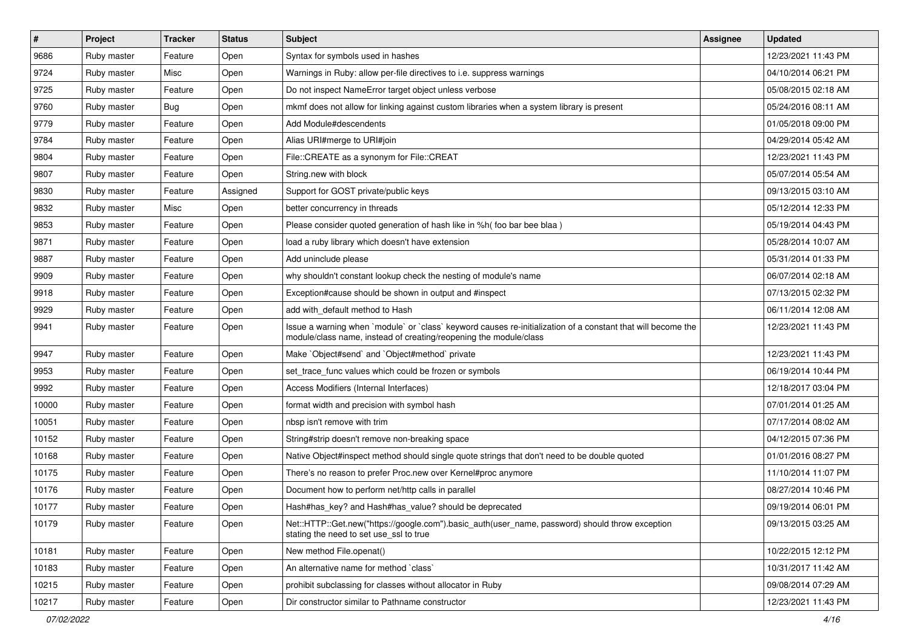| # | Project | Tracker | Status | Subject | Assignee | Updated |
|---|---|---|---|---|---|---|
| 9686 | Ruby master | Feature | Open | Syntax for symbols used in hashes | | 12/23/2021 11:43 PM |
| 9724 | Ruby master | Misc | Open | Warnings in Ruby: allow per-file directives to i.e. suppress warnings | | 04/10/2014 06:21 PM |
| 9725 | Ruby master | Feature | Open | Do not inspect NameError target object unless verbose | | 05/08/2015 02:18 AM |
| 9760 | Ruby master | Bug | Open | mkmf does not allow for linking against custom libraries when a system library is present | | 05/24/2016 08:11 AM |
| 9779 | Ruby master | Feature | Open | Add Module#descendents | | 01/05/2018 09:00 PM |
| 9784 | Ruby master | Feature | Open | Alias URI#merge to URI#join | | 04/29/2014 05:42 AM |
| 9804 | Ruby master | Feature | Open | File::CREATE as a synonym for File::CREAT | | 12/23/2021 11:43 PM |
| 9807 | Ruby master | Feature | Open | String.new with block | | 05/07/2014 05:54 AM |
| 9830 | Ruby master | Feature | Assigned | Support for GOST private/public keys | | 09/13/2015 03:10 AM |
| 9832 | Ruby master | Misc | Open | better concurrency in threads | | 05/12/2014 12:33 PM |
| 9853 | Ruby master | Feature | Open | Please consider quoted generation of hash like in %h( foo bar bee blaa ) | | 05/19/2014 04:43 PM |
| 9871 | Ruby master | Feature | Open | load a ruby library which doesn't have extension | | 05/28/2014 10:07 AM |
| 9887 | Ruby master | Feature | Open | Add uninclude please | | 05/31/2014 01:33 PM |
| 9909 | Ruby master | Feature | Open | why shouldn't constant lookup check the nesting of module's name | | 06/07/2014 02:18 AM |
| 9918 | Ruby master | Feature | Open | Exception#cause should be shown in output and #inspect | | 07/13/2015 02:32 PM |
| 9929 | Ruby master | Feature | Open | add with_default method to Hash | | 06/11/2014 12:08 AM |
| 9941 | Ruby master | Feature | Open | Issue a warning when `module` or `class` keyword causes re-initialization of a constant that will become the module/class name, instead of creating/reopening the module/class | | 12/23/2021 11:43 PM |
| 9947 | Ruby master | Feature | Open | Make `Object#send` and `Object#method` private | | 12/23/2021 11:43 PM |
| 9953 | Ruby master | Feature | Open | set_trace_func values which could be frozen or symbols | | 06/19/2014 10:44 PM |
| 9992 | Ruby master | Feature | Open | Access Modifiers (Internal Interfaces) | | 12/18/2017 03:04 PM |
| 10000 | Ruby master | Feature | Open | format width and precision with symbol hash | | 07/01/2014 01:25 AM |
| 10051 | Ruby master | Feature | Open | nbsp isn't remove with trim | | 07/17/2014 08:02 AM |
| 10152 | Ruby master | Feature | Open | String#strip doesn't remove non-breaking space | | 04/12/2015 07:36 PM |
| 10168 | Ruby master | Feature | Open | Native Object#inspect method should single quote strings that don't need to be double quoted | | 01/01/2016 08:27 PM |
| 10175 | Ruby master | Feature | Open | There's no reason to prefer Proc.new over Kernel#proc anymore | | 11/10/2014 11:07 PM |
| 10176 | Ruby master | Feature | Open | Document how to perform net/http calls in parallel | | 08/27/2014 10:46 PM |
| 10177 | Ruby master | Feature | Open | Hash#has_key? and Hash#has_value? should be deprecated | | 09/19/2014 06:01 PM |
| 10179 | Ruby master | Feature | Open | Net::HTTP::Get.new("https://google.com").basic_auth(user_name, password) should throw exception stating the need to set use_ssl to true | | 09/13/2015 03:25 AM |
| 10181 | Ruby master | Feature | Open | New method File.openat() | | 10/22/2015 12:12 PM |
| 10183 | Ruby master | Feature | Open | An alternative name for method `class` | | 10/31/2017 11:42 AM |
| 10215 | Ruby master | Feature | Open | prohibit subclassing for classes without allocator in Ruby | | 09/08/2014 07:29 AM |
| 10217 | Ruby master | Feature | Open | Dir constructor similar to Pathname constructor | | 12/23/2021 11:43 PM |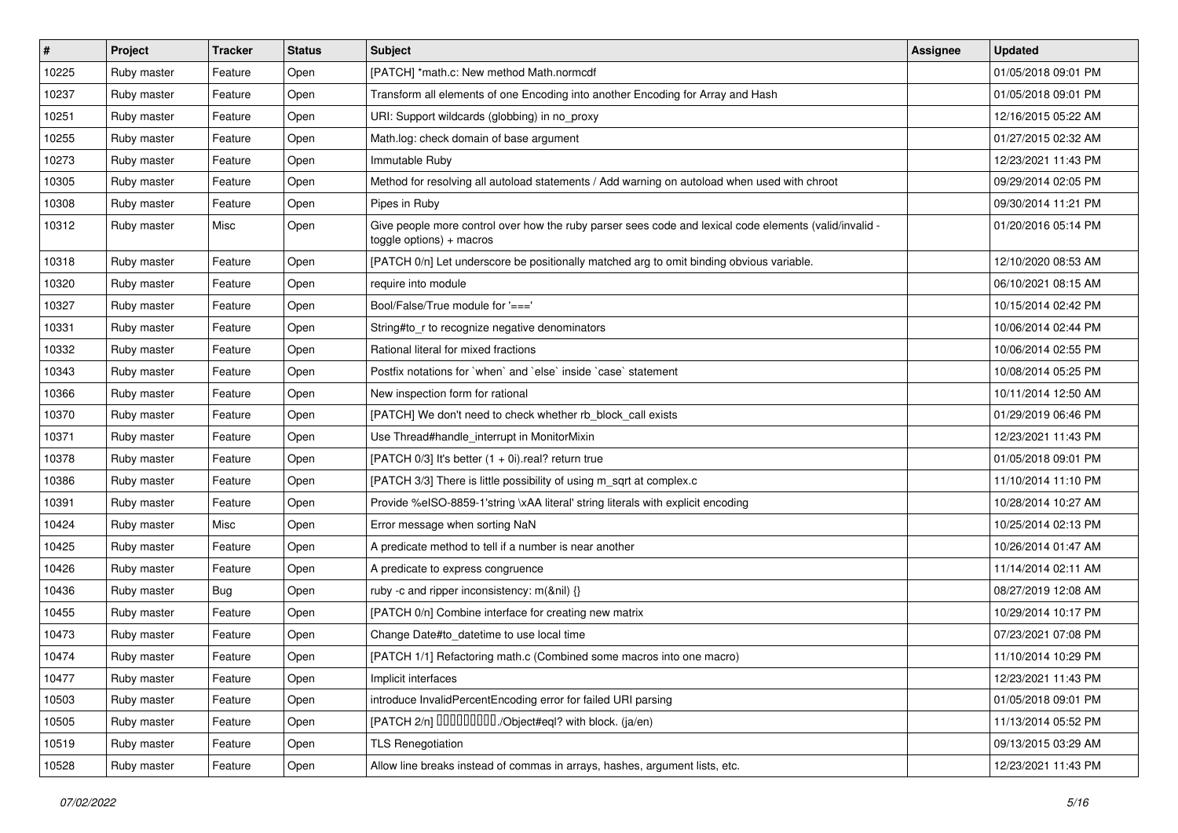| # | Project | Tracker | Status | Subject | Assignee | Updated |
|---|---|---|---|---|---|---|
| 10225 | Ruby master | Feature | Open | [PATCH] *math.c: New method Math.normcdf | | 01/05/2018 09:01 PM |
| 10237 | Ruby master | Feature | Open | Transform all elements of one Encoding into another Encoding for Array and Hash | | 01/05/2018 09:01 PM |
| 10251 | Ruby master | Feature | Open | URI: Support wildcards (globbing) in no_proxy | | 12/16/2015 05:22 AM |
| 10255 | Ruby master | Feature | Open | Math.log: check domain of base argument | | 01/27/2015 02:32 AM |
| 10273 | Ruby master | Feature | Open | Immutable Ruby | | 12/23/2021 11:43 PM |
| 10305 | Ruby master | Feature | Open | Method for resolving all autoload statements / Add warning on autoload when used with chroot | | 09/29/2014 02:05 PM |
| 10308 | Ruby master | Feature | Open | Pipes in Ruby | | 09/30/2014 11:21 PM |
| 10312 | Ruby master | Misc | Open | Give people more control over how the ruby parser sees code and lexical code elements (valid/invalid - toggle options) + macros | | 01/20/2016 05:14 PM |
| 10318 | Ruby master | Feature | Open | [PATCH 0/n] Let underscore be positionally matched arg to omit binding obvious variable. | | 12/10/2020 08:53 AM |
| 10320 | Ruby master | Feature | Open | require into module | | 06/10/2021 08:15 AM |
| 10327 | Ruby master | Feature | Open | Bool/False/True module for '===' | | 10/15/2014 02:42 PM |
| 10331 | Ruby master | Feature | Open | String#to_r to recognize negative denominators | | 10/06/2014 02:44 PM |
| 10332 | Ruby master | Feature | Open | Rational literal for mixed fractions | | 10/06/2014 02:55 PM |
| 10343 | Ruby master | Feature | Open | Postfix notations for `when` and `else` inside `case` statement | | 10/08/2014 05:25 PM |
| 10366 | Ruby master | Feature | Open | New inspection form for rational | | 10/11/2014 12:50 AM |
| 10370 | Ruby master | Feature | Open | [PATCH] We don't need to check whether rb_block_call exists | | 01/29/2019 06:46 PM |
| 10371 | Ruby master | Feature | Open | Use Thread#handle_interrupt in MonitorMixin | | 12/23/2021 11:43 PM |
| 10378 | Ruby master | Feature | Open | [PATCH 0/3] It's better (1 + 0i).real? return true | | 01/05/2018 09:01 PM |
| 10386 | Ruby master | Feature | Open | [PATCH 3/3] There is little possibility of using m_sqrt at complex.c | | 11/10/2014 11:10 PM |
| 10391 | Ruby master | Feature | Open | Provide %eISO-8859-1'string \xAA literal' string literals with explicit encoding | | 10/28/2014 10:27 AM |
| 10424 | Ruby master | Misc | Open | Error message when sorting NaN | | 10/25/2014 02:13 PM |
| 10425 | Ruby master | Feature | Open | A predicate method to tell if a number is near another | | 10/26/2014 01:47 AM |
| 10426 | Ruby master | Feature | Open | A predicate to express congruence | | 11/14/2014 02:11 AM |
| 10436 | Ruby master | Bug | Open | ruby -c and ripper inconsistency: m(&nil) {} | | 08/27/2019 12:08 AM |
| 10455 | Ruby master | Feature | Open | [PATCH 0/n] Combine interface for creating new matrix | | 10/29/2014 10:17 PM |
| 10473 | Ruby master | Feature | Open | Change Date#to_datetime to use local time | | 07/23/2021 07:08 PM |
| 10474 | Ruby master | Feature | Open | [PATCH 1/1] Refactoring math.c (Combined some macros into one macro) | | 11/10/2014 10:29 PM |
| 10477 | Ruby master | Feature | Open | Implicit interfaces | | 12/23/2021 11:43 PM |
| 10503 | Ruby master | Feature | Open | introduce InvalidPercentEncoding error for failed URI parsing | | 01/05/2018 09:01 PM |
| 10505 | Ruby master | Feature | Open | [PATCH 2/n] □□□□□□□□□□./Object#eql? with block. (ja/en) | | 11/13/2014 05:52 PM |
| 10519 | Ruby master | Feature | Open | TLS Renegotiation | | 09/13/2015 03:29 AM |
| 10528 | Ruby master | Feature | Open | Allow line breaks instead of commas in arrays, hashes, argument lists, etc. | | 12/23/2021 11:43 PM |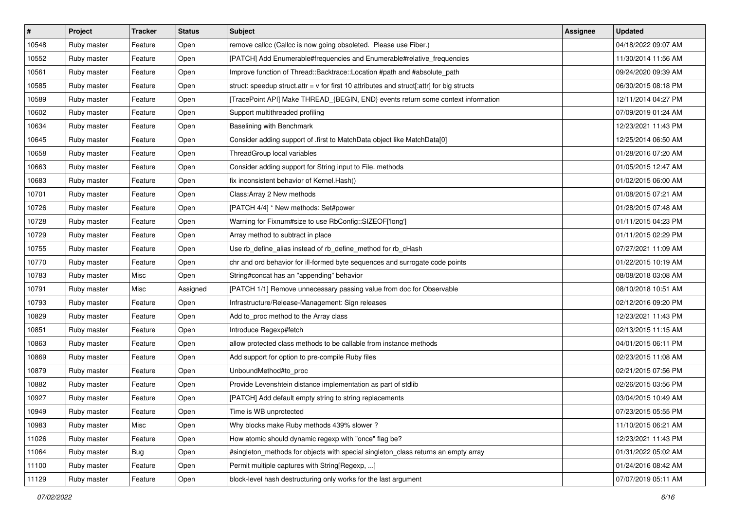| # | Project | Tracker | Status | Subject | Assignee | Updated |
|---|---|---|---|---|---|---|
| 10548 | Ruby master | Feature | Open | remove callcc (Callcc is now going obsoleted.  Please use Fiber.) | | 04/18/2022 09:07 AM |
| 10552 | Ruby master | Feature | Open | [PATCH] Add Enumerable#frequencies and Enumerable#relative_frequencies | | 11/30/2014 11:56 AM |
| 10561 | Ruby master | Feature | Open | Improve function of Thread::Backtrace::Location #path and #absolute_path | | 09/24/2020 09:39 AM |
| 10585 | Ruby master | Feature | Open | struct: speedup struct.attr = v for first 10 attributes and struct[:attr] for big structs | | 06/30/2015 08:18 PM |
| 10589 | Ruby master | Feature | Open | [TracePoint API] Make THREAD_{BEGIN, END} events return some context information | | 12/11/2014 04:27 PM |
| 10602 | Ruby master | Feature | Open | Support multithreaded profiling | | 07/09/2019 01:24 AM |
| 10634 | Ruby master | Feature | Open | Baselining with Benchmark | | 12/23/2021 11:43 PM |
| 10645 | Ruby master | Feature | Open | Consider adding support of .first to MatchData object like MatchData[0] | | 12/25/2014 06:50 AM |
| 10658 | Ruby master | Feature | Open | ThreadGroup local variables | | 01/28/2016 07:20 AM |
| 10663 | Ruby master | Feature | Open | Consider adding support for String input to File. methods | | 01/05/2015 12:47 AM |
| 10683 | Ruby master | Feature | Open | fix inconsistent behavior of Kernel.Hash() | | 01/02/2015 06:00 AM |
| 10701 | Ruby master | Feature | Open | Class:Array 2 New methods | | 01/08/2015 07:21 AM |
| 10726 | Ruby master | Feature | Open | [PATCH 4/4] * New methods: Set#power | | 01/28/2015 07:48 AM |
| 10728 | Ruby master | Feature | Open | Warning for Fixnum#size to use RbConfig::SIZEOF['long'] | | 01/11/2015 04:23 PM |
| 10729 | Ruby master | Feature | Open | Array method to subtract in place | | 01/11/2015 02:29 PM |
| 10755 | Ruby master | Feature | Open | Use rb_define_alias instead of rb_define_method for rb_cHash | | 07/27/2021 11:09 AM |
| 10770 | Ruby master | Feature | Open | chr and ord behavior for ill-formed byte sequences and surrogate code points | | 01/22/2015 10:19 AM |
| 10783 | Ruby master | Misc | Open | String#concat has an "appending" behavior | | 08/08/2018 03:08 AM |
| 10791 | Ruby master | Misc | Assigned | [PATCH 1/1] Remove unnecessary passing value from doc for Observable | | 08/10/2018 10:51 AM |
| 10793 | Ruby master | Feature | Open | Infrastructure/Release-Management: Sign releases | | 02/12/2016 09:20 PM |
| 10829 | Ruby master | Feature | Open | Add to_proc method to the Array class | | 12/23/2021 11:43 PM |
| 10851 | Ruby master | Feature | Open | Introduce Regexp#fetch | | 02/13/2015 11:15 AM |
| 10863 | Ruby master | Feature | Open | allow protected class methods to be callable from instance methods | | 04/01/2015 06:11 PM |
| 10869 | Ruby master | Feature | Open | Add support for option to pre-compile Ruby files | | 02/23/2015 11:08 AM |
| 10879 | Ruby master | Feature | Open | UnboundMethod#to_proc | | 02/21/2015 07:56 PM |
| 10882 | Ruby master | Feature | Open | Provide Levenshtein distance implementation as part of stdlib | | 02/26/2015 03:56 PM |
| 10927 | Ruby master | Feature | Open | [PATCH] Add default empty string to string replacements | | 03/04/2015 10:49 AM |
| 10949 | Ruby master | Feature | Open | Time is WB unprotected | | 07/23/2015 05:55 PM |
| 10983 | Ruby master | Misc | Open | Why blocks make Ruby methods 439% slower ? | | 11/10/2015 06:21 AM |
| 11026 | Ruby master | Feature | Open | How atomic should dynamic regexp with "once" flag be? | | 12/23/2021 11:43 PM |
| 11064 | Ruby master | Bug | Open | #singleton_methods for objects with special singleton_class returns an empty array | | 01/31/2022 05:02 AM |
| 11100 | Ruby master | Feature | Open | Permit multiple captures with String[Regexp, ...] | | 01/24/2016 08:42 AM |
| 11129 | Ruby master | Feature | Open | block-level hash destructuring only works for the last argument | | 07/07/2019 05:11 AM |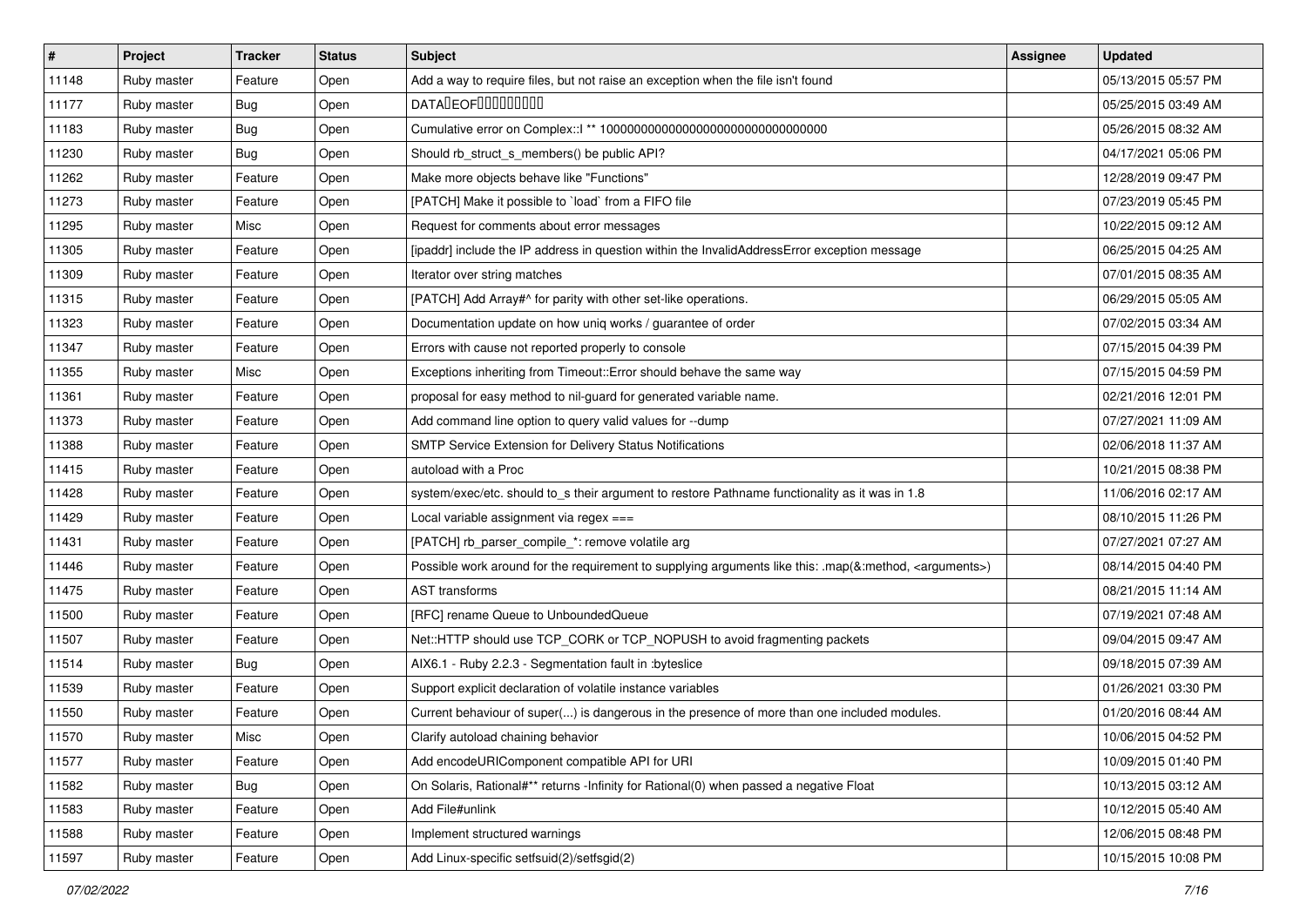| # | Project | Tracker | Status | Subject | Assignee | Updated |
| --- | --- | --- | --- | --- | --- | --- |
| 11148 | Ruby master | Feature | Open | Add a way to require files, but not raise an exception when the file isn't found | | 05/13/2015 05:57 PM |
| 11177 | Ruby master | Bug | Open | DATA□EOF□□□□□□□□□ | | 05/25/2015 03:49 AM |
| 11183 | Ruby master | Bug | Open | Cumulative error on Complex::I ** 100000000000000000000000000000000 | | 05/26/2015 08:32 AM |
| 11230 | Ruby master | Bug | Open | Should rb_struct_s_members() be public API? | | 04/17/2021 05:06 PM |
| 11262 | Ruby master | Feature | Open | Make more objects behave like "Functions" | | 12/28/2019 09:47 PM |
| 11273 | Ruby master | Feature | Open | [PATCH] Make it possible to `load` from a FIFO file | | 07/23/2019 05:45 PM |
| 11295 | Ruby master | Misc | Open | Request for comments about error messages | | 10/22/2015 09:12 AM |
| 11305 | Ruby master | Feature | Open | [ipaddr] include the IP address in question within the InvalidAddressError exception message | | 06/25/2015 04:25 AM |
| 11309 | Ruby master | Feature | Open | Iterator over string matches | | 07/01/2015 08:35 AM |
| 11315 | Ruby master | Feature | Open | [PATCH] Add Array#^ for parity with other set-like operations. | | 06/29/2015 05:05 AM |
| 11323 | Ruby master | Feature | Open | Documentation update on how uniq works / guarantee of order | | 07/02/2015 03:34 AM |
| 11347 | Ruby master | Feature | Open | Errors with cause not reported properly to console | | 07/15/2015 04:39 PM |
| 11355 | Ruby master | Misc | Open | Exceptions inheriting from Timeout::Error should behave the same way | | 07/15/2015 04:59 PM |
| 11361 | Ruby master | Feature | Open | proposal for easy method to nil-guard for generated variable name. | | 02/21/2016 12:01 PM |
| 11373 | Ruby master | Feature | Open | Add command line option to query valid values for --dump | | 07/27/2021 11:09 AM |
| 11388 | Ruby master | Feature | Open | SMTP Service Extension for Delivery Status Notifications | | 02/06/2018 11:37 AM |
| 11415 | Ruby master | Feature | Open | autoload with a Proc | | 10/21/2015 08:38 PM |
| 11428 | Ruby master | Feature | Open | system/exec/etc. should to_s their argument to restore Pathname functionality as it was in 1.8 | | 11/06/2016 02:17 AM |
| 11429 | Ruby master | Feature | Open | Local variable assignment via regex === | | 08/10/2015 11:26 PM |
| 11431 | Ruby master | Feature | Open | [PATCH] rb_parser_compile_*: remove volatile arg | | 07/27/2021 07:27 AM |
| 11446 | Ruby master | Feature | Open | Possible work around for the requirement to supplying arguments like this: .map(&:method, <arguments>) | | 08/14/2015 04:40 PM |
| 11475 | Ruby master | Feature | Open | AST transforms | | 08/21/2015 11:14 AM |
| 11500 | Ruby master | Feature | Open | [RFC] rename Queue to UnboundedQueue | | 07/19/2021 07:48 AM |
| 11507 | Ruby master | Feature | Open | Net::HTTP should use TCP_CORK or TCP_NOPUSH to avoid fragmenting packets | | 09/04/2015 09:47 AM |
| 11514 | Ruby master | Bug | Open | AIX6.1 - Ruby 2.2.3 - Segmentation fault in :byteslice | | 09/18/2015 07:39 AM |
| 11539 | Ruby master | Feature | Open | Support explicit declaration of volatile instance variables | | 01/26/2021 03:30 PM |
| 11550 | Ruby master | Feature | Open | Current behaviour of super(...) is dangerous in the presence of more than one included modules. | | 01/20/2016 08:44 AM |
| 11570 | Ruby master | Misc | Open | Clarify autoload chaining behavior | | 10/06/2015 04:52 PM |
| 11577 | Ruby master | Feature | Open | Add encodeURIComponent compatible API for URI | | 10/09/2015 01:40 PM |
| 11582 | Ruby master | Bug | Open | On Solaris, Rational#** returns -Infinity for Rational(0) when passed a negative Float | | 10/13/2015 03:12 AM |
| 11583 | Ruby master | Feature | Open | Add File#unlink | | 10/12/2015 05:40 AM |
| 11588 | Ruby master | Feature | Open | Implement structured warnings | | 12/06/2015 08:48 PM |
| 11597 | Ruby master | Feature | Open | Add Linux-specific setfsuid(2)/setfsgid(2) | | 10/15/2015 10:08 PM |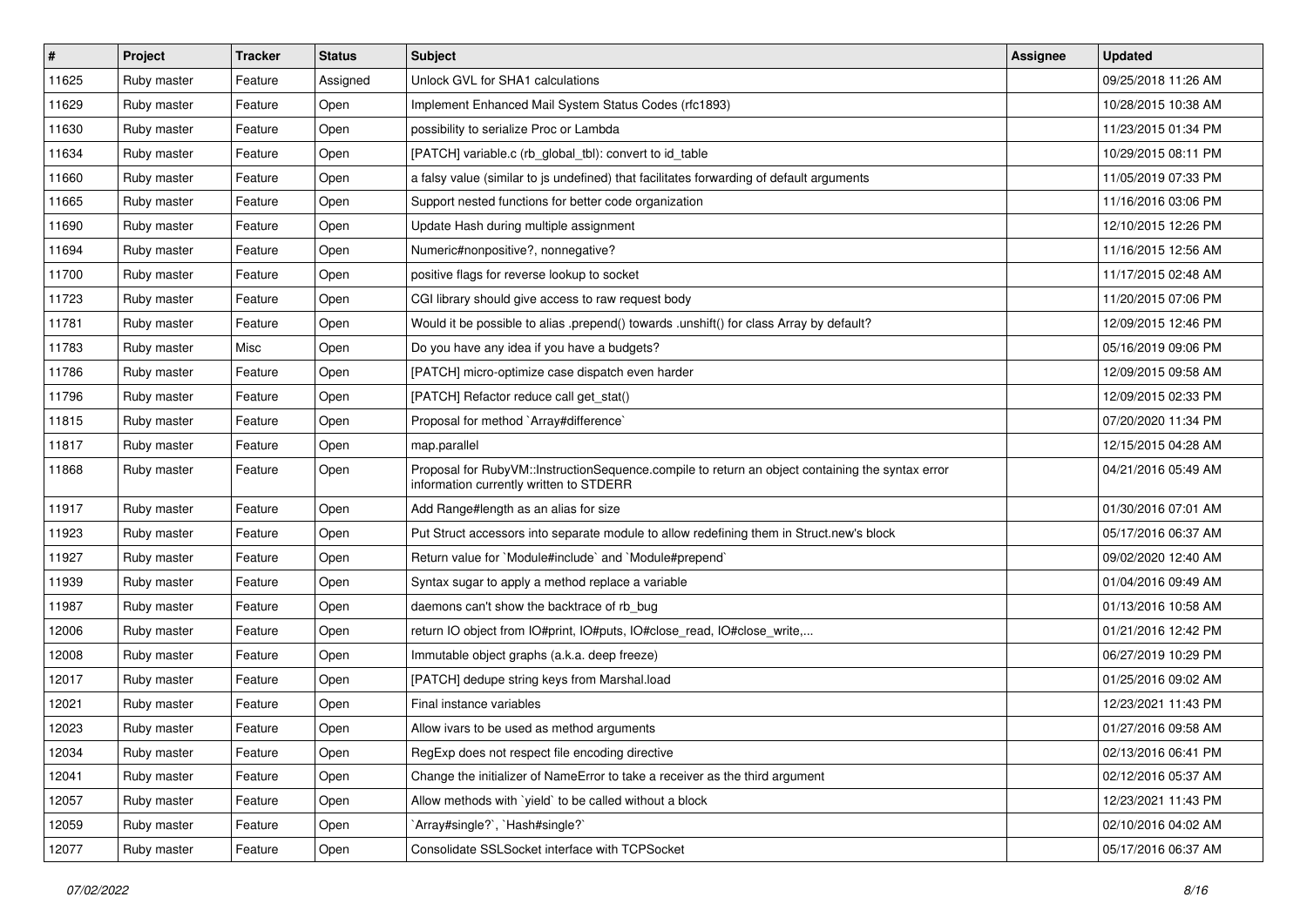| # | Project | Tracker | Status | Subject | Assignee | Updated |
|---|---|---|---|---|---|---|
| 11625 | Ruby master | Feature | Assigned | Unlock GVL for SHA1 calculations | | 09/25/2018 11:26 AM |
| 11629 | Ruby master | Feature | Open | Implement Enhanced Mail System Status Codes (rfc1893) | | 10/28/2015 10:38 AM |
| 11630 | Ruby master | Feature | Open | possibility to serialize Proc or Lambda | | 11/23/2015 01:34 PM |
| 11634 | Ruby master | Feature | Open | [PATCH] variable.c (rb_global_tbl): convert to id_table | | 10/29/2015 08:11 PM |
| 11660 | Ruby master | Feature | Open | a falsy value (similar to js undefined) that facilitates forwarding of default arguments | | 11/05/2019 07:33 PM |
| 11665 | Ruby master | Feature | Open | Support nested functions for better code organization | | 11/16/2016 03:06 PM |
| 11690 | Ruby master | Feature | Open | Update Hash during multiple assignment | | 12/10/2015 12:26 PM |
| 11694 | Ruby master | Feature | Open | Numeric#nonpositive?, nonnegative? | | 11/16/2015 12:56 AM |
| 11700 | Ruby master | Feature | Open | positive flags for reverse lookup to socket | | 11/17/2015 02:48 AM |
| 11723 | Ruby master | Feature | Open | CGI library should give access to raw request body | | 11/20/2015 07:06 PM |
| 11781 | Ruby master | Feature | Open | Would it be possible to alias .prepend() towards .unshift() for class Array by default? | | 12/09/2015 12:46 PM |
| 11783 | Ruby master | Misc | Open | Do you have any idea if you have a budgets? | | 05/16/2019 09:06 PM |
| 11786 | Ruby master | Feature | Open | [PATCH] micro-optimize case dispatch even harder | | 12/09/2015 09:58 AM |
| 11796 | Ruby master | Feature | Open | [PATCH] Refactor reduce call get_stat() | | 12/09/2015 02:33 PM |
| 11815 | Ruby master | Feature | Open | Proposal for method `Array#difference` | | 07/20/2020 11:34 PM |
| 11817 | Ruby master | Feature | Open | map.parallel | | 12/15/2015 04:28 AM |
| 11868 | Ruby master | Feature | Open | Proposal for RubyVM::InstructionSequence.compile to return an object containing the syntax error information currently written to STDERR | | 04/21/2016 05:49 AM |
| 11917 | Ruby master | Feature | Open | Add Range#length as an alias for size | | 01/30/2016 07:01 AM |
| 11923 | Ruby master | Feature | Open | Put Struct accessors into separate module to allow redefining them in Struct.new's block | | 05/17/2016 06:37 AM |
| 11927 | Ruby master | Feature | Open | Return value for `Module#include` and `Module#prepend` | | 09/02/2020 12:40 AM |
| 11939 | Ruby master | Feature | Open | Syntax sugar to apply a method replace a variable | | 01/04/2016 09:49 AM |
| 11987 | Ruby master | Feature | Open | daemons can't show the backtrace of rb_bug | | 01/13/2016 10:58 AM |
| 12006 | Ruby master | Feature | Open | return IO object from IO#print, IO#puts, IO#close_read, IO#close_write,... | | 01/21/2016 12:42 PM |
| 12008 | Ruby master | Feature | Open | Immutable object graphs (a.k.a. deep freeze) | | 06/27/2019 10:29 PM |
| 12017 | Ruby master | Feature | Open | [PATCH] dedupe string keys from Marshal.load | | 01/25/2016 09:02 AM |
| 12021 | Ruby master | Feature | Open | Final instance variables | | 12/23/2021 11:43 PM |
| 12023 | Ruby master | Feature | Open | Allow ivars to be used as method arguments | | 01/27/2016 09:58 AM |
| 12034 | Ruby master | Feature | Open | RegExp does not respect file encoding directive | | 02/13/2016 06:41 PM |
| 12041 | Ruby master | Feature | Open | Change the initializer of NameError to take a receiver as the third argument | | 02/12/2016 05:37 AM |
| 12057 | Ruby master | Feature | Open | Allow methods with `yield` to be called without a block | | 12/23/2021 11:43 PM |
| 12059 | Ruby master | Feature | Open | `Array#single?`, `Hash#single?` | | 02/10/2016 04:02 AM |
| 12077 | Ruby master | Feature | Open | Consolidate SSLSocket interface with TCPSocket | | 05/17/2016 06:37 AM |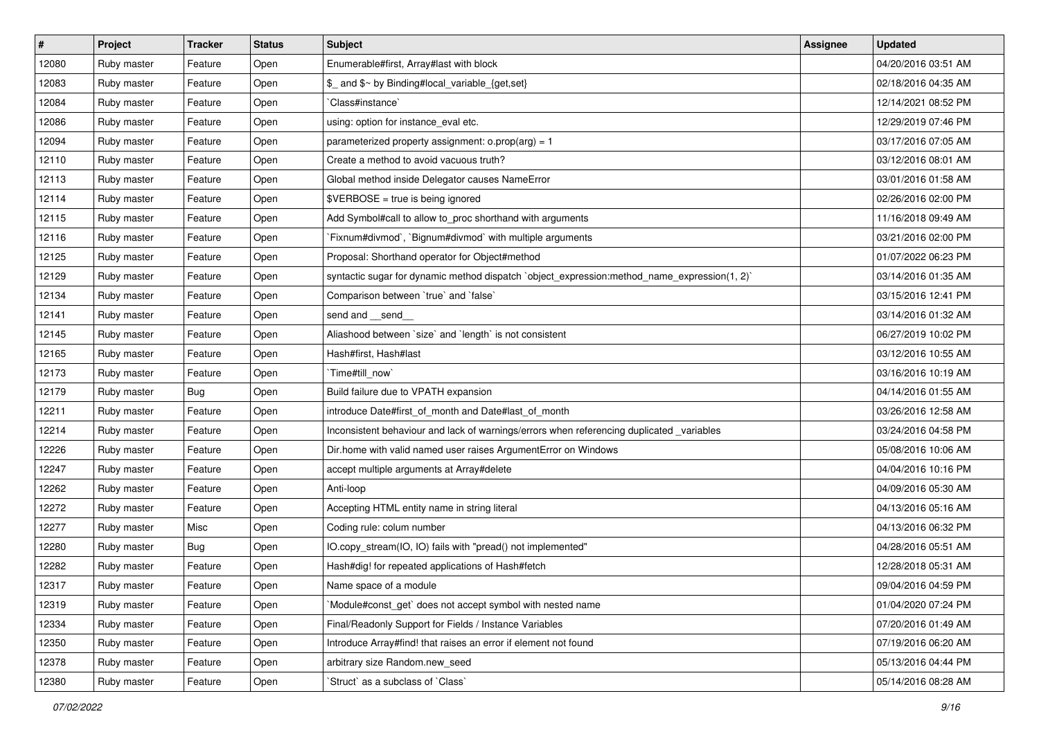| # | Project | Tracker | Status | Subject | Assignee | Updated |
|---|---|---|---|---|---|---|
| 12080 | Ruby master | Feature | Open | Enumerable#first, Array#last with block | | 04/20/2016 03:51 AM |
| 12083 | Ruby master | Feature | Open | $_ and $~ by Binding#local_variable_{get,set} | | 02/18/2016 04:35 AM |
| 12084 | Ruby master | Feature | Open | `Class#instance` | | 12/14/2021 08:52 PM |
| 12086 | Ruby master | Feature | Open | using: option for instance_eval etc. | | 12/29/2019 07:46 PM |
| 12094 | Ruby master | Feature | Open | parameterized property assignment: o.prop(arg) = 1 | | 03/17/2016 07:05 AM |
| 12110 | Ruby master | Feature | Open | Create a method to avoid vacuous truth? | | 03/12/2016 08:01 AM |
| 12113 | Ruby master | Feature | Open | Global method inside Delegator causes NameError | | 03/01/2016 01:58 AM |
| 12114 | Ruby master | Feature | Open | $VERBOSE = true is being ignored | | 02/26/2016 02:00 PM |
| 12115 | Ruby master | Feature | Open | Add Symbol#call to allow to_proc shorthand with arguments | | 11/16/2018 09:49 AM |
| 12116 | Ruby master | Feature | Open | `Fixnum#divmod`, `Bignum#divmod` with multiple arguments | | 03/21/2016 02:00 PM |
| 12125 | Ruby master | Feature | Open | Proposal: Shorthand operator for Object#method | | 01/07/2022 06:23 PM |
| 12129 | Ruby master | Feature | Open | syntactic sugar for dynamic method dispatch `object_expression:method_name_expression(1, 2)` | | 03/14/2016 01:35 AM |
| 12134 | Ruby master | Feature | Open | Comparison between `true` and `false` | | 03/15/2016 12:41 PM |
| 12141 | Ruby master | Feature | Open | send and __send__ | | 03/14/2016 01:32 AM |
| 12145 | Ruby master | Feature | Open | Aliashood between `size` and `length` is not consistent | | 06/27/2019 10:02 PM |
| 12165 | Ruby master | Feature | Open | Hash#first, Hash#last | | 03/12/2016 10:55 AM |
| 12173 | Ruby master | Feature | Open | `Time#till_now` | | 03/16/2016 10:19 AM |
| 12179 | Ruby master | Bug | Open | Build failure due to VPATH expansion | | 04/14/2016 01:55 AM |
| 12211 | Ruby master | Feature | Open | introduce Date#first_of_month and Date#last_of_month | | 03/26/2016 12:58 AM |
| 12214 | Ruby master | Feature | Open | Inconsistent behaviour and lack of warnings/errors when referencing duplicated _variables | | 03/24/2016 04:58 PM |
| 12226 | Ruby master | Feature | Open | Dir.home with valid named user raises ArgumentError on Windows | | 05/08/2016 10:06 AM |
| 12247 | Ruby master | Feature | Open | accept multiple arguments at Array#delete | | 04/04/2016 10:16 PM |
| 12262 | Ruby master | Feature | Open | Anti-loop | | 04/09/2016 05:30 AM |
| 12272 | Ruby master | Feature | Open | Accepting HTML entity name in string literal | | 04/13/2016 05:16 AM |
| 12277 | Ruby master | Misc | Open | Coding rule: colum number | | 04/13/2016 06:32 PM |
| 12280 | Ruby master | Bug | Open | IO.copy_stream(IO, IO) fails with "pread() not implemented" | | 04/28/2016 05:51 AM |
| 12282 | Ruby master | Feature | Open | Hash#dig! for repeated applications of Hash#fetch | | 12/28/2018 05:31 AM |
| 12317 | Ruby master | Feature | Open | Name space of a module | | 09/04/2016 04:59 PM |
| 12319 | Ruby master | Feature | Open | `Module#const_get` does not accept symbol with nested name | | 01/04/2020 07:24 PM |
| 12334 | Ruby master | Feature | Open | Final/Readonly Support for Fields / Instance Variables | | 07/20/2016 01:49 AM |
| 12350 | Ruby master | Feature | Open | Introduce Array#find! that raises an error if element not found | | 07/19/2016 06:20 AM |
| 12378 | Ruby master | Feature | Open | arbitrary size Random.new_seed | | 05/13/2016 04:44 PM |
| 12380 | Ruby master | Feature | Open | `Struct` as a subclass of `Class` | | 05/14/2016 08:28 AM |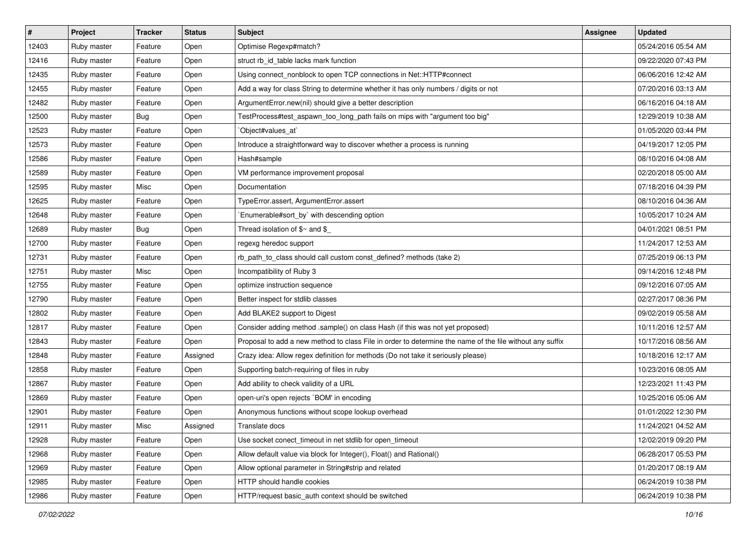| # | Project | Tracker | Status | Subject | Assignee | Updated |
|---|---|---|---|---|---|---|
| 12403 | Ruby master | Feature | Open | Optimise Regexp#match? | | 05/24/2016 05:54 AM |
| 12416 | Ruby master | Feature | Open | struct rb_id_table lacks mark function | | 09/22/2020 07:43 PM |
| 12435 | Ruby master | Feature | Open | Using connect_nonblock to open TCP connections in Net::HTTP#connect | | 06/06/2016 12:42 AM |
| 12455 | Ruby master | Feature | Open | Add a way for class String to determine whether it has only numbers / digits or not | | 07/20/2016 03:13 AM |
| 12482 | Ruby master | Feature | Open | ArgumentError.new(nil) should give a better description | | 06/16/2016 04:18 AM |
| 12500 | Ruby master | Bug | Open | TestProcess#test_aspawn_too_long_path fails on mips with "argument too big" | | 12/29/2019 10:38 AM |
| 12523 | Ruby master | Feature | Open | `Object#values_at` | | 01/05/2020 03:44 PM |
| 12573 | Ruby master | Feature | Open | Introduce a straightforward way to discover whether a process is running | | 04/19/2017 12:05 PM |
| 12586 | Ruby master | Feature | Open | Hash#sample | | 08/10/2016 04:08 AM |
| 12589 | Ruby master | Feature | Open | VM performance improvement proposal | | 02/20/2018 05:00 AM |
| 12595 | Ruby master | Misc | Open | Documentation | | 07/18/2016 04:39 PM |
| 12625 | Ruby master | Feature | Open | TypeError.assert, ArgumentError.assert | | 08/10/2016 04:36 AM |
| 12648 | Ruby master | Feature | Open | `Enumerable#sort_by` with descending option | | 10/05/2017 10:24 AM |
| 12689 | Ruby master | Bug | Open | Thread isolation of $~ and $_ | | 04/01/2021 08:51 PM |
| 12700 | Ruby master | Feature | Open | regexg heredoc support | | 11/24/2017 12:53 AM |
| 12731 | Ruby master | Feature | Open | rb_path_to_class should call custom const_defined? methods (take 2) | | 07/25/2019 06:13 PM |
| 12751 | Ruby master | Misc | Open | Incompatibility of Ruby 3 | | 09/14/2016 12:48 PM |
| 12755 | Ruby master | Feature | Open | optimize instruction sequence | | 09/12/2016 07:05 AM |
| 12790 | Ruby master | Feature | Open | Better inspect for stdlib classes | | 02/27/2017 08:36 PM |
| 12802 | Ruby master | Feature | Open | Add BLAKE2 support to Digest | | 09/02/2019 05:58 AM |
| 12817 | Ruby master | Feature | Open | Consider adding method .sample() on class Hash (if this was not yet proposed) | | 10/11/2016 12:57 AM |
| 12843 | Ruby master | Feature | Open | Proposal to add a new method to class File in order to determine the name of the file without any suffix | | 10/17/2016 08:56 AM |
| 12848 | Ruby master | Feature | Assigned | Crazy idea: Allow regex definition for methods (Do not take it seriously please) | | 10/18/2016 12:17 AM |
| 12858 | Ruby master | Feature | Open | Supporting batch-requiring of files in ruby | | 10/23/2016 08:05 AM |
| 12867 | Ruby master | Feature | Open | Add ability to check validity of a URL | | 12/23/2021 11:43 PM |
| 12869 | Ruby master | Feature | Open | open-uri's open rejects `BOM' in encoding | | 10/25/2016 05:06 AM |
| 12901 | Ruby master | Feature | Open | Anonymous functions without scope lookup overhead | | 01/01/2022 12:30 PM |
| 12911 | Ruby master | Misc | Assigned | Translate docs | | 11/24/2021 04:52 AM |
| 12928 | Ruby master | Feature | Open | Use socket conect_timeout in net stdlib for open_timeout | | 12/02/2019 09:20 PM |
| 12968 | Ruby master | Feature | Open | Allow default value via block for Integer(), Float() and Rational() | | 06/28/2017 05:53 PM |
| 12969 | Ruby master | Feature | Open | Allow optional parameter in String#strip and related | | 01/20/2017 08:19 AM |
| 12985 | Ruby master | Feature | Open | HTTP should handle cookies | | 06/24/2019 10:38 PM |
| 12986 | Ruby master | Feature | Open | HTTP/request basic_auth context should be switched | | 06/24/2019 10:38 PM |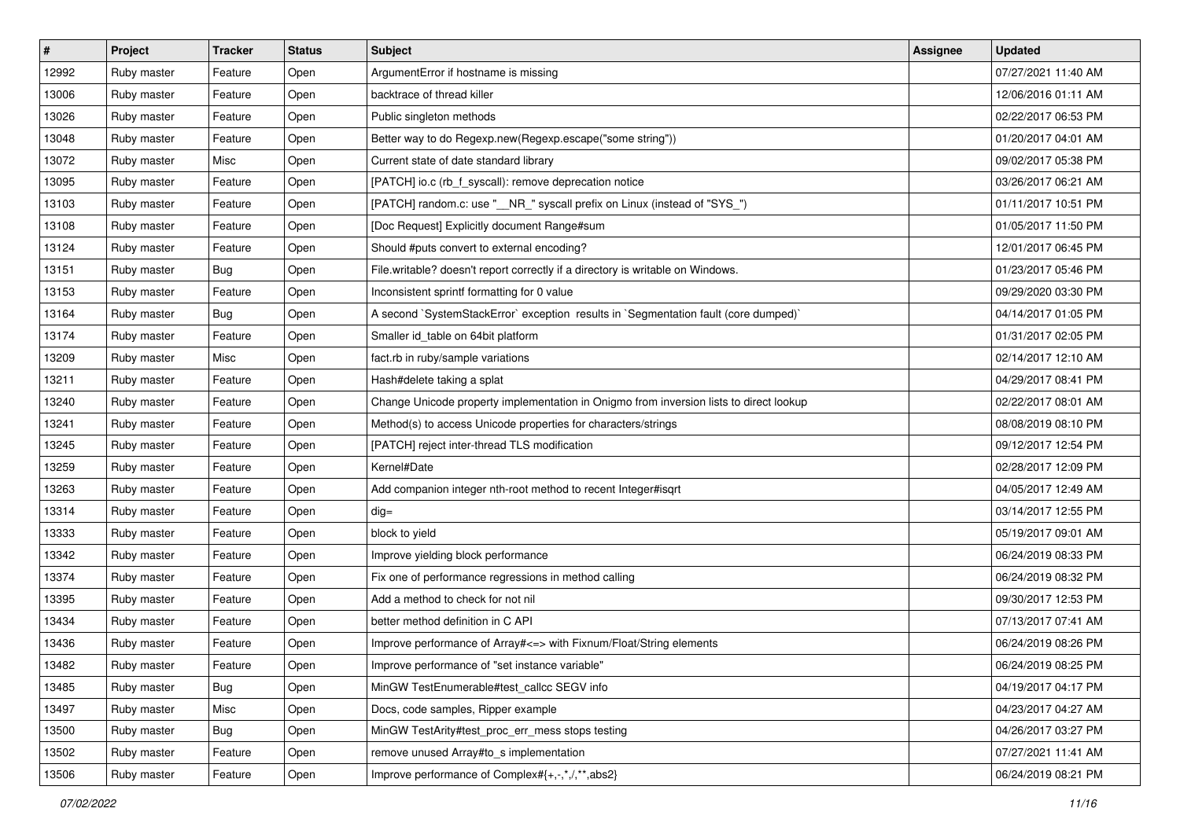| # | Project | Tracker | Status | Subject | Assignee | Updated |
|---|---|---|---|---|---|---|
| 12992 | Ruby master | Feature | Open | ArgumentError if hostname is missing | | 07/27/2021 11:40 AM |
| 13006 | Ruby master | Feature | Open | backtrace of thread killer | | 12/06/2016 01:11 AM |
| 13026 | Ruby master | Feature | Open | Public singleton methods | | 02/22/2017 06:53 PM |
| 13048 | Ruby master | Feature | Open | Better way to do Regexp.new(Regexp.escape("some string")) | | 01/20/2017 04:01 AM |
| 13072 | Ruby master | Misc | Open | Current state of date standard library | | 09/02/2017 05:38 PM |
| 13095 | Ruby master | Feature | Open | [PATCH] io.c (rb_f_syscall): remove deprecation notice | | 03/26/2017 06:21 AM |
| 13103 | Ruby master | Feature | Open | [PATCH] random.c: use "__NR_" syscall prefix on Linux (instead of "SYS_") | | 01/11/2017 10:51 PM |
| 13108 | Ruby master | Feature | Open | [Doc Request] Explicitly document Range#sum | | 01/05/2017 11:50 PM |
| 13124 | Ruby master | Feature | Open | Should #puts convert to external encoding? | | 12/01/2017 06:45 PM |
| 13151 | Ruby master | Bug | Open | File.writable? doesn't report correctly if a directory is writable on Windows. | | 01/23/2017 05:46 PM |
| 13153 | Ruby master | Feature | Open | Inconsistent sprintf formatting for 0 value | | 09/29/2020 03:30 PM |
| 13164 | Ruby master | Bug | Open | A second `SystemStackError` exception results in `Segmentation fault (core dumped)` | | 04/14/2017 01:05 PM |
| 13174 | Ruby master | Feature | Open | Smaller id_table on 64bit platform | | 01/31/2017 02:05 PM |
| 13209 | Ruby master | Misc | Open | fact.rb in ruby/sample variations | | 02/14/2017 12:10 AM |
| 13211 | Ruby master | Feature | Open | Hash#delete taking a splat | | 04/29/2017 08:41 PM |
| 13240 | Ruby master | Feature | Open | Change Unicode property implementation in Onigmo from inversion lists to direct lookup | | 02/22/2017 08:01 AM |
| 13241 | Ruby master | Feature | Open | Method(s) to access Unicode properties for characters/strings | | 08/08/2019 08:10 PM |
| 13245 | Ruby master | Feature | Open | [PATCH] reject inter-thread TLS modification | | 09/12/2017 12:54 PM |
| 13259 | Ruby master | Feature | Open | Kernel#Date | | 02/28/2017 12:09 PM |
| 13263 | Ruby master | Feature | Open | Add companion integer nth-root method to recent Integer#isqrt | | 04/05/2017 12:49 AM |
| 13314 | Ruby master | Feature | Open | dig= | | 03/14/2017 12:55 PM |
| 13333 | Ruby master | Feature | Open | block to yield | | 05/19/2017 09:01 AM |
| 13342 | Ruby master | Feature | Open | Improve yielding block performance | | 06/24/2019 08:33 PM |
| 13374 | Ruby master | Feature | Open | Fix one of performance regressions in method calling | | 06/24/2019 08:32 PM |
| 13395 | Ruby master | Feature | Open | Add a method to check for not nil | | 09/30/2017 12:53 PM |
| 13434 | Ruby master | Feature | Open | better method definition in C API | | 07/13/2017 07:41 AM |
| 13436 | Ruby master | Feature | Open | Improve performance of Array#<=> with Fixnum/Float/String elements | | 06/24/2019 08:26 PM |
| 13482 | Ruby master | Feature | Open | Improve performance of "set instance variable" | | 06/24/2019 08:25 PM |
| 13485 | Ruby master | Bug | Open | MinGW TestEnumerable#test_callcc SEGV info | | 04/19/2017 04:17 PM |
| 13497 | Ruby master | Misc | Open | Docs, code samples, Ripper example | | 04/23/2017 04:27 AM |
| 13500 | Ruby master | Bug | Open | MinGW TestArity#test_proc_err_mess stops testing | | 04/26/2017 03:27 PM |
| 13502 | Ruby master | Feature | Open | remove unused Array#to_s implementation | | 07/27/2021 11:41 AM |
| 13506 | Ruby master | Feature | Open | Improve performance of Complex#{+,-,*,/,**,abs2} | | 06/24/2019 08:21 PM |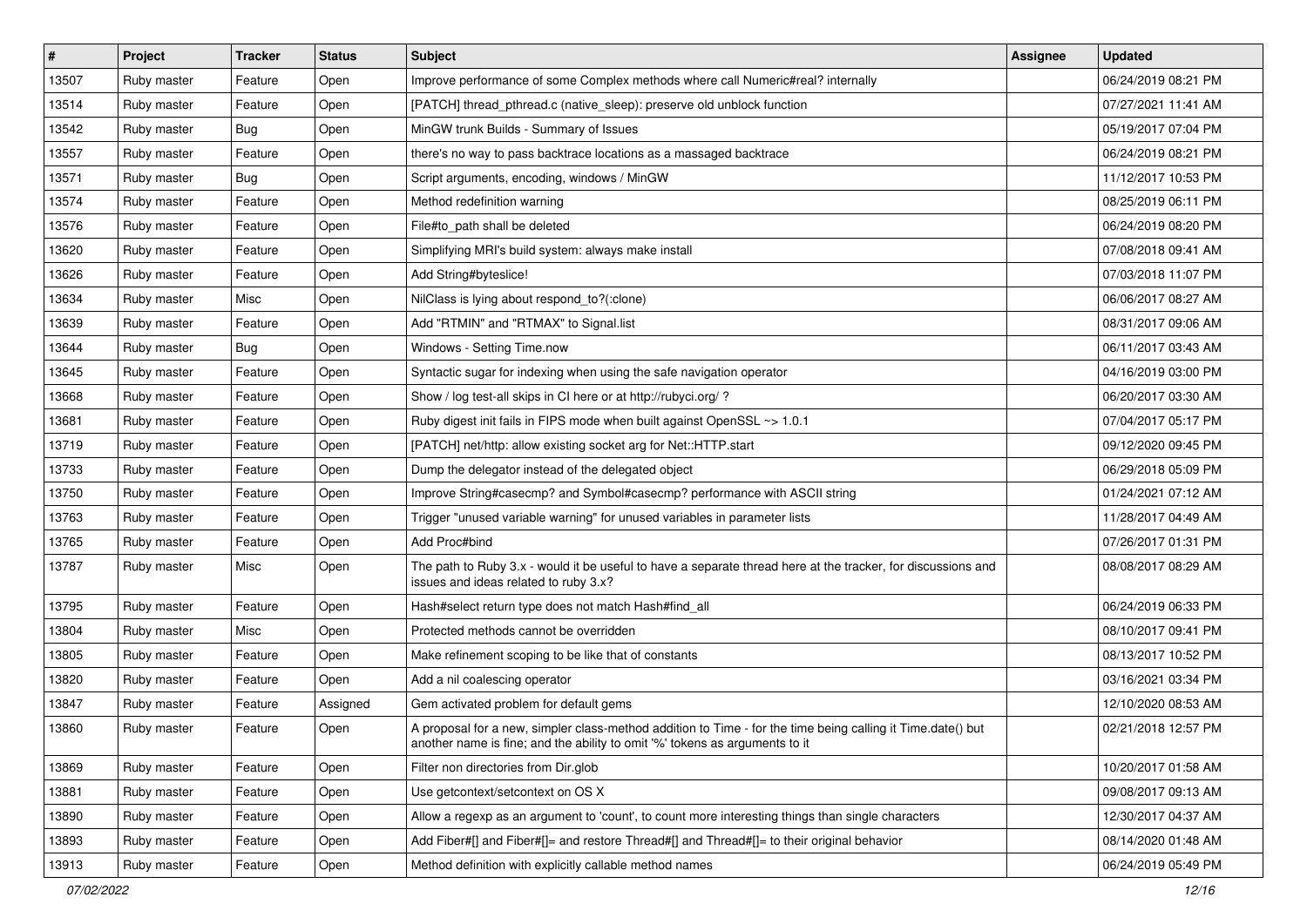| # | Project | Tracker | Status | Subject | Assignee | Updated |
| --- | --- | --- | --- | --- | --- | --- |
| 13507 | Ruby master | Feature | Open | Improve performance of some Complex methods where call Numeric#real? internally | | 06/24/2019 08:21 PM |
| 13514 | Ruby master | Feature | Open | [PATCH] thread_pthread.c (native_sleep): preserve old unblock function | | 07/27/2021 11:41 AM |
| 13542 | Ruby master | Bug | Open | MinGW trunk Builds - Summary of Issues | | 05/19/2017 07:04 PM |
| 13557 | Ruby master | Feature | Open | there's no way to pass backtrace locations as a massaged backtrace | | 06/24/2019 08:21 PM |
| 13571 | Ruby master | Bug | Open | Script arguments, encoding, windows / MinGW | | 11/12/2017 10:53 PM |
| 13574 | Ruby master | Feature | Open | Method redefinition warning | | 08/25/2019 06:11 PM |
| 13576 | Ruby master | Feature | Open | File#to_path shall be deleted | | 06/24/2019 08:20 PM |
| 13620 | Ruby master | Feature | Open | Simplifying MRI's build system: always make install | | 07/08/2018 09:41 AM |
| 13626 | Ruby master | Feature | Open | Add String#byteslice! | | 07/03/2018 11:07 PM |
| 13634 | Ruby master | Misc | Open | NilClass is lying about respond_to?(:clone) | | 06/06/2017 08:27 AM |
| 13639 | Ruby master | Feature | Open | Add "RTMIN" and "RTMAX" to Signal.list | | 08/31/2017 09:06 AM |
| 13644 | Ruby master | Bug | Open | Windows - Setting Time.now | | 06/11/2017 03:43 AM |
| 13645 | Ruby master | Feature | Open | Syntactic sugar for indexing when using the safe navigation operator | | 04/16/2019 03:00 PM |
| 13668 | Ruby master | Feature | Open | Show / log test-all skips in CI here or at http://rubyci.org/ ? | | 06/20/2017 03:30 AM |
| 13681 | Ruby master | Feature | Open | Ruby digest init fails in FIPS mode when built against OpenSSL ~> 1.0.1 | | 07/04/2017 05:17 PM |
| 13719 | Ruby master | Feature | Open | [PATCH] net/http: allow existing socket arg for Net::HTTP.start | | 09/12/2020 09:45 PM |
| 13733 | Ruby master | Feature | Open | Dump the delegator instead of the delegated object | | 06/29/2018 05:09 PM |
| 13750 | Ruby master | Feature | Open | Improve String#casecmp? and Symbol#casecmp? performance with ASCII string | | 01/24/2021 07:12 AM |
| 13763 | Ruby master | Feature | Open | Trigger "unused variable warning" for unused variables in parameter lists | | 11/28/2017 04:49 AM |
| 13765 | Ruby master | Feature | Open | Add Proc#bind | | 07/26/2017 01:31 PM |
| 13787 | Ruby master | Misc | Open | The path to Ruby 3.x - would it be useful to have a separate thread here at the tracker, for discussions and issues and ideas related to ruby 3.x? | | 08/08/2017 08:29 AM |
| 13795 | Ruby master | Feature | Open | Hash#select return type does not match Hash#find_all | | 06/24/2019 06:33 PM |
| 13804 | Ruby master | Misc | Open | Protected methods cannot be overridden | | 08/10/2017 09:41 PM |
| 13805 | Ruby master | Feature | Open | Make refinement scoping to be like that of constants | | 08/13/2017 10:52 PM |
| 13820 | Ruby master | Feature | Open | Add a nil coalescing operator | | 03/16/2021 03:34 PM |
| 13847 | Ruby master | Feature | Assigned | Gem activated problem for default gems | | 12/10/2020 08:53 AM |
| 13860 | Ruby master | Feature | Open | A proposal for a new, simpler class-method addition to Time - for the time being calling it Time.date() but another name is fine; and the ability to omit '%' tokens as arguments to it | | 02/21/2018 12:57 PM |
| 13869 | Ruby master | Feature | Open | Filter non directories from Dir.glob | | 10/20/2017 01:58 AM |
| 13881 | Ruby master | Feature | Open | Use getcontext/setcontext on OS X | | 09/08/2017 09:13 AM |
| 13890 | Ruby master | Feature | Open | Allow a regexp as an argument to 'count', to count more interesting things than single characters | | 12/30/2017 04:37 AM |
| 13893 | Ruby master | Feature | Open | Add Fiber#[] and Fiber#[]= and restore Thread#[] and Thread#[]= to their original behavior | | 08/14/2020 01:48 AM |
| 13913 | Ruby master | Feature | Open | Method definition with explicitly callable method names | | 06/24/2019 05:49 PM |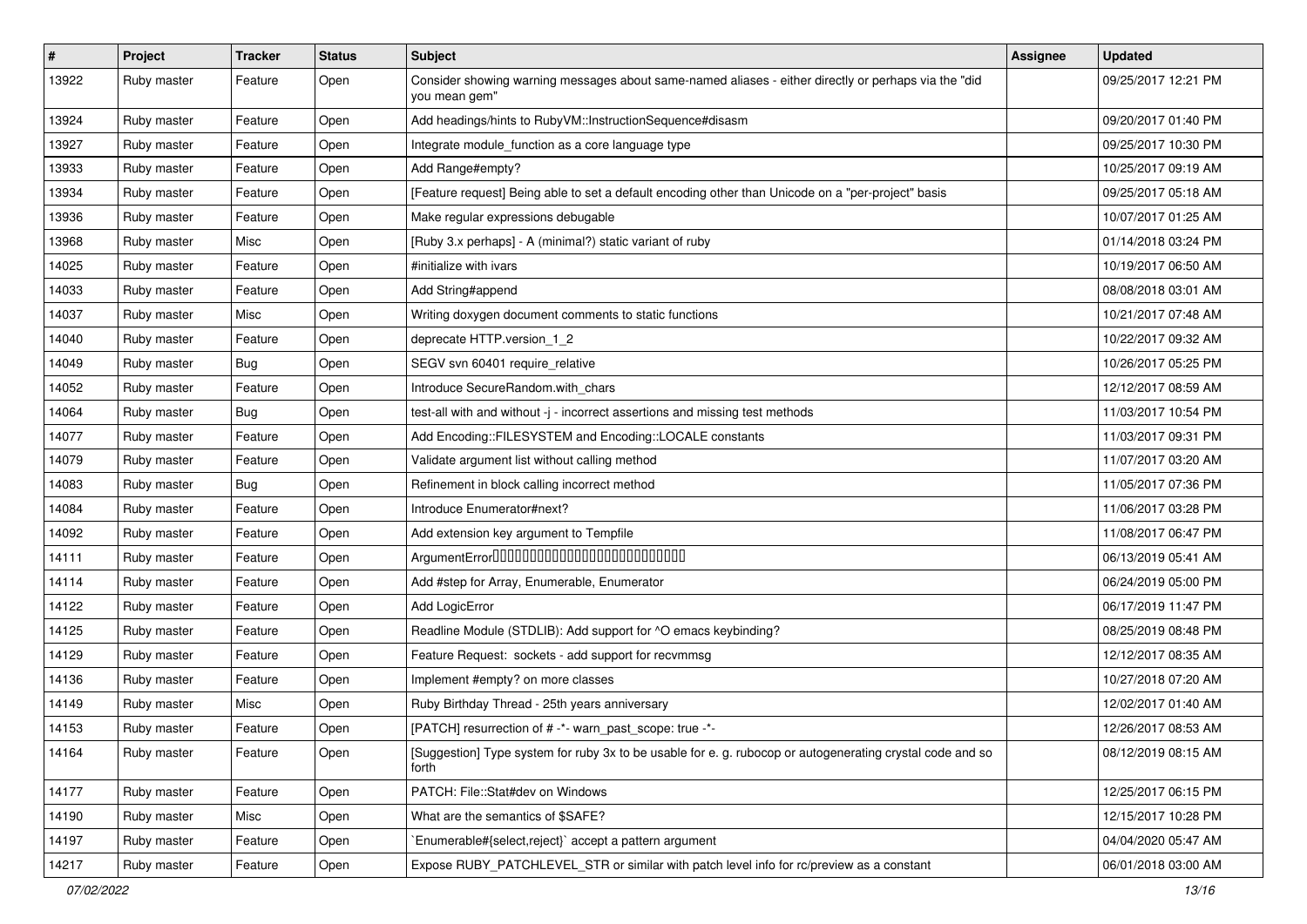| # | Project | Tracker | Status | Subject | Assignee | Updated |
|---|---|---|---|---|---|---|
| 13922 | Ruby master | Feature | Open | Consider showing warning messages about same-named aliases - either directly or perhaps via the "did you mean gem" | | 09/25/2017 12:21 PM |
| 13924 | Ruby master | Feature | Open | Add headings/hints to RubyVM::InstructionSequence#disasm | | 09/20/2017 01:40 PM |
| 13927 | Ruby master | Feature | Open | Integrate module_function as a core language type | | 09/25/2017 10:30 PM |
| 13933 | Ruby master | Feature | Open | Add Range#empty? | | 10/25/2017 09:19 AM |
| 13934 | Ruby master | Feature | Open | [Feature request] Being able to set a default encoding other than Unicode on a "per-project" basis | | 09/25/2017 05:18 AM |
| 13936 | Ruby master | Feature | Open | Make regular expressions debugable | | 10/07/2017 01:25 AM |
| 13968 | Ruby master | Misc | Open | [Ruby 3.x perhaps] - A (minimal?) static variant of ruby | | 01/14/2018 03:24 PM |
| 14025 | Ruby master | Feature | Open | #initialize with ivars | | 10/19/2017 06:50 AM |
| 14033 | Ruby master | Feature | Open | Add String#append | | 08/08/2018 03:01 AM |
| 14037 | Ruby master | Misc | Open | Writing doxygen document comments to static functions | | 10/21/2017 07:48 AM |
| 14040 | Ruby master | Feature | Open | deprecate HTTP.version_1_2 | | 10/22/2017 09:32 AM |
| 14049 | Ruby master | Bug | Open | SEGV svn 60401 require_relative | | 10/26/2017 05:25 PM |
| 14052 | Ruby master | Feature | Open | Introduce SecureRandom.with_chars | | 12/12/2017 08:59 AM |
| 14064 | Ruby master | Bug | Open | test-all with and without -j - incorrect assertions and missing test methods | | 11/03/2017 10:54 PM |
| 14077 | Ruby master | Feature | Open | Add Encoding::FILESYSTEM and Encoding::LOCALE constants | | 11/03/2017 09:31 PM |
| 14079 | Ruby master | Feature | Open | Validate argument list without calling method | | 11/07/2017 03:20 AM |
| 14083 | Ruby master | Bug | Open | Refinement in block calling incorrect method | | 11/05/2017 07:36 PM |
| 14084 | Ruby master | Feature | Open | Introduce Enumerator#next? | | 11/06/2017 03:28 PM |
| 14092 | Ruby master | Feature | Open | Add extension key argument to Tempfile | | 11/08/2017 06:47 PM |
| 14111 | Ruby master | Feature | Open | ArgumentError���������������������������� | | 06/13/2019 05:41 AM |
| 14114 | Ruby master | Feature | Open | Add #step for Array, Enumerable, Enumerator | | 06/24/2019 05:00 PM |
| 14122 | Ruby master | Feature | Open | Add LogicError | | 06/17/2019 11:47 PM |
| 14125 | Ruby master | Feature | Open | Readline Module (STDLIB): Add support for ^O emacs keybinding? | | 08/25/2019 08:48 PM |
| 14129 | Ruby master | Feature | Open | Feature Request: sockets - add support for recvmmsg | | 12/12/2017 08:35 AM |
| 14136 | Ruby master | Feature | Open | Implement #empty? on more classes | | 10/27/2018 07:20 AM |
| 14149 | Ruby master | Misc | Open | Ruby Birthday Thread - 25th years anniversary | | 12/02/2017 01:40 AM |
| 14153 | Ruby master | Feature | Open | [PATCH] resurrection of # -*- warn_past_scope: true -*- | | 12/26/2017 08:53 AM |
| 14164 | Ruby master | Feature | Open | [Suggestion] Type system for ruby 3x to be usable for e. g. rubocop or autogenerating crystal code and so forth | | 08/12/2019 08:15 AM |
| 14177 | Ruby master | Feature | Open | PATCH: File::Stat#dev on Windows | | 12/25/2017 06:15 PM |
| 14190 | Ruby master | Misc | Open | What are the semantics of $SAFE? | | 12/15/2017 10:28 PM |
| 14197 | Ruby master | Feature | Open | `Enumerable#{select,reject}` accept a pattern argument | | 04/04/2020 05:47 AM |
| 14217 | Ruby master | Feature | Open | Expose RUBY_PATCHLEVEL_STR or similar with patch level info for rc/preview as a constant | | 06/01/2018 03:00 AM |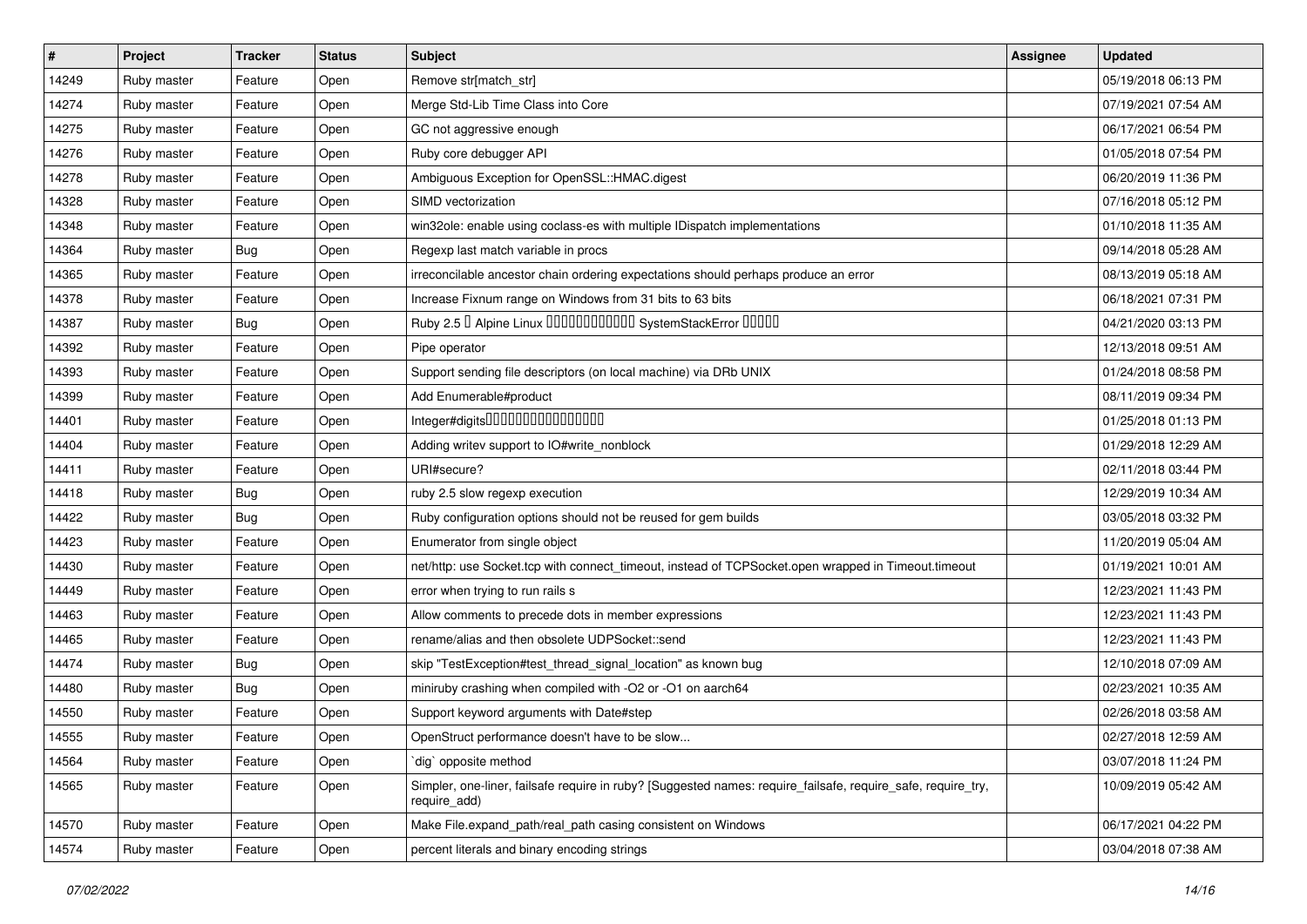| # | Project | Tracker | Status | Subject | Assignee | Updated |
|---|---|---|---|---|---|---|
| 14249 | Ruby master | Feature | Open | Remove str[match_str] | | 05/19/2018 06:13 PM |
| 14274 | Ruby master | Feature | Open | Merge Std-Lib Time Class into Core | | 07/19/2021 07:54 AM |
| 14275 | Ruby master | Feature | Open | GC not aggressive enough | | 06/17/2021 06:54 PM |
| 14276 | Ruby master | Feature | Open | Ruby core debugger API | | 01/05/2018 07:54 PM |
| 14278 | Ruby master | Feature | Open | Ambiguous Exception for OpenSSL::HMAC.digest | | 06/20/2019 11:36 PM |
| 14328 | Ruby master | Feature | Open | SIMD vectorization | | 07/16/2018 05:12 PM |
| 14348 | Ruby master | Feature | Open | win32ole: enable using coclass-es with multiple IDispatch implementations | | 01/10/2018 11:35 AM |
| 14364 | Ruby master | Bug | Open | Regexp last match variable in procs | | 09/14/2018 05:28 AM |
| 14365 | Ruby master | Feature | Open | irreconcilable ancestor chain ordering expectations should perhaps produce an error | | 08/13/2019 05:18 AM |
| 14378 | Ruby master | Feature | Open | Increase Fixnum range on Windows from 31 bits to 63 bits | | 06/18/2021 07:31 PM |
| 14387 | Ruby master | Bug | Open | Ruby 2.5 □ Alpine Linux □□□□□□□□□□□□ SystemStackError □□□□□ | | 04/21/2020 03:13 PM |
| 14392 | Ruby master | Feature | Open | Pipe operator | | 12/13/2018 09:51 AM |
| 14393 | Ruby master | Feature | Open | Support sending file descriptors (on local machine) via DRb UNIX | | 01/24/2018 08:58 PM |
| 14399 | Ruby master | Feature | Open | Add Enumerable#product | | 08/11/2019 09:34 PM |
| 14401 | Ruby master | Feature | Open | Integer#digits□□□□□□□□□□□□□□□□ | | 01/25/2018 01:13 PM |
| 14404 | Ruby master | Feature | Open | Adding writev support to IO#write_nonblock | | 01/29/2018 12:29 AM |
| 14411 | Ruby master | Feature | Open | URI#secure? | | 02/11/2018 03:44 PM |
| 14418 | Ruby master | Bug | Open | ruby 2.5 slow regexp execution | | 12/29/2019 10:34 AM |
| 14422 | Ruby master | Bug | Open | Ruby configuration options should not be reused for gem builds | | 03/05/2018 03:32 PM |
| 14423 | Ruby master | Feature | Open | Enumerator from single object | | 11/20/2019 05:04 AM |
| 14430 | Ruby master | Feature | Open | net/http: use Socket.tcp with connect_timeout, instead of TCPSocket.open wrapped in Timeout.timeout | | 01/19/2021 10:01 AM |
| 14449 | Ruby master | Feature | Open | error when trying to run rails s | | 12/23/2021 11:43 PM |
| 14463 | Ruby master | Feature | Open | Allow comments to precede dots in member expressions | | 12/23/2021 11:43 PM |
| 14465 | Ruby master | Feature | Open | rename/alias and then obsolete UDPSocket::send | | 12/23/2021 11:43 PM |
| 14474 | Ruby master | Bug | Open | skip "TestException#test_thread_signal_location" as known bug | | 12/10/2018 07:09 AM |
| 14480 | Ruby master | Bug | Open | miniruby crashing when compiled with -O2 or -O1 on aarch64 | | 02/23/2021 10:35 AM |
| 14550 | Ruby master | Feature | Open | Support keyword arguments with Date#step | | 02/26/2018 03:58 AM |
| 14555 | Ruby master | Feature | Open | OpenStruct performance doesn't have to be slow... | | 02/27/2018 12:59 AM |
| 14564 | Ruby master | Feature | Open | `dig` opposite method | | 03/07/2018 11:24 PM |
| 14565 | Ruby master | Feature | Open | Simpler, one-liner, failsafe require in ruby? [Suggested names: require_failsafe, require_safe, require_try, require_add) | | 10/09/2019 05:42 AM |
| 14570 | Ruby master | Feature | Open | Make File.expand_path/real_path casing consistent on Windows | | 06/17/2021 04:22 PM |
| 14574 | Ruby master | Feature | Open | percent literals and binary encoding strings | | 03/04/2018 07:38 AM |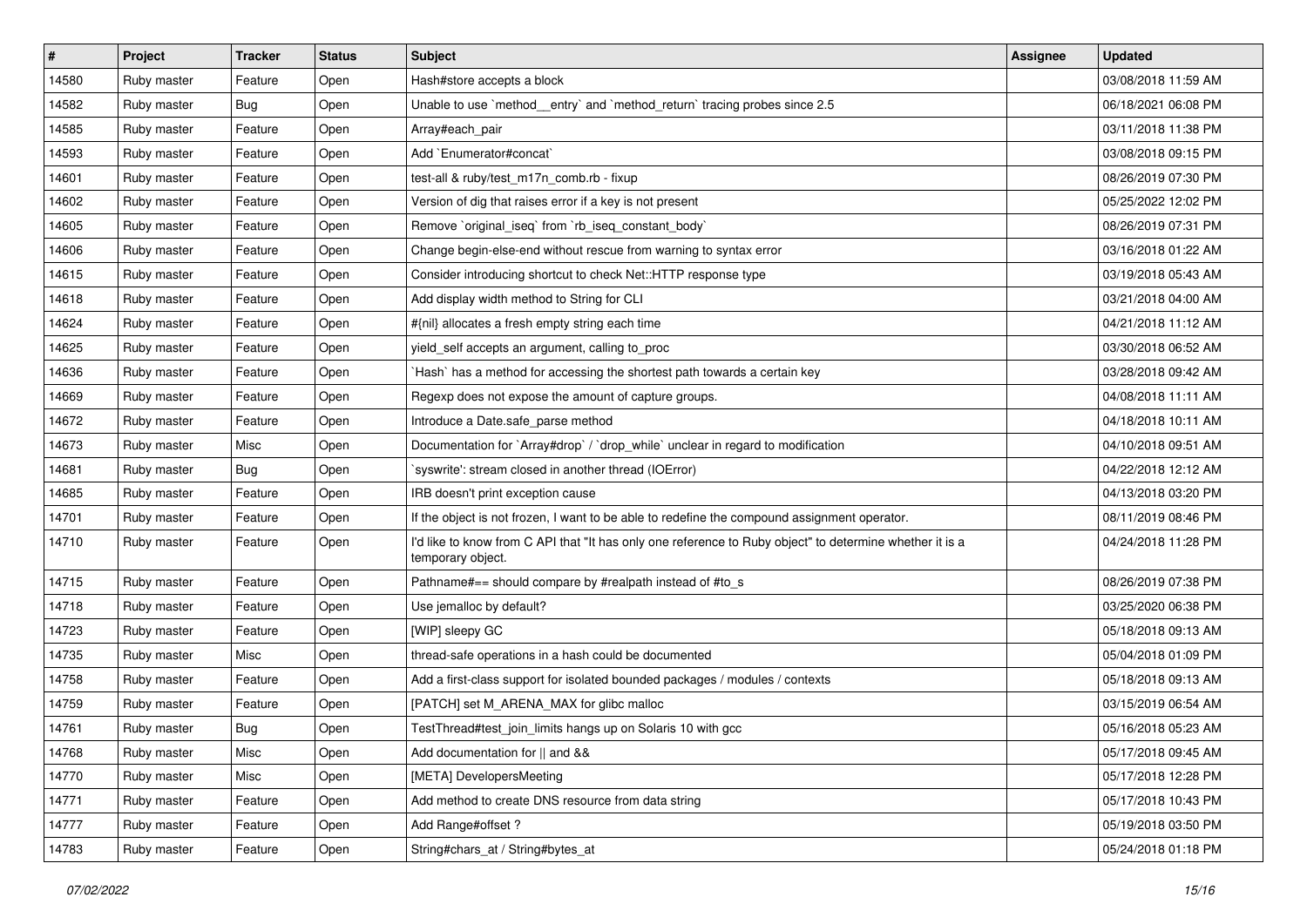| # | Project | Tracker | Status | Subject | Assignee | Updated |
|---|---|---|---|---|---|---|
| 14580 | Ruby master | Feature | Open | Hash#store accepts a block | | 03/08/2018 11:59 AM |
| 14582 | Ruby master | Bug | Open | Unable to use `method__entry` and `method_return` tracing probes since 2.5 | | 06/18/2021 06:08 PM |
| 14585 | Ruby master | Feature | Open | Array#each_pair | | 03/11/2018 11:38 PM |
| 14593 | Ruby master | Feature | Open | Add `Enumerator#concat` | | 03/08/2018 09:15 PM |
| 14601 | Ruby master | Feature | Open | test-all & ruby/test_m17n_comb.rb - fixup | | 08/26/2019 07:30 PM |
| 14602 | Ruby master | Feature | Open | Version of dig that raises error if a key is not present | | 05/25/2022 12:02 PM |
| 14605 | Ruby master | Feature | Open | Remove `original_iseq` from `rb_iseq_constant_body` | | 08/26/2019 07:31 PM |
| 14606 | Ruby master | Feature | Open | Change begin-else-end without rescue from warning to syntax error | | 03/16/2018 01:22 AM |
| 14615 | Ruby master | Feature | Open | Consider introducing shortcut to check Net::HTTP response type | | 03/19/2018 05:43 AM |
| 14618 | Ruby master | Feature | Open | Add display width method to String for CLI | | 03/21/2018 04:00 AM |
| 14624 | Ruby master | Feature | Open | #{nil} allocates a fresh empty string each time | | 04/21/2018 11:12 AM |
| 14625 | Ruby master | Feature | Open | yield_self accepts an argument, calling to_proc | | 03/30/2018 06:52 AM |
| 14636 | Ruby master | Feature | Open | `Hash` has a method for accessing the shortest path towards a certain key | | 03/28/2018 09:42 AM |
| 14669 | Ruby master | Feature | Open | Regexp does not expose the amount of capture groups. | | 04/08/2018 11:11 AM |
| 14672 | Ruby master | Feature | Open | Introduce a Date.safe_parse method | | 04/18/2018 10:11 AM |
| 14673 | Ruby master | Misc | Open | Documentation for `Array#drop` / `drop_while` unclear in regard to modification | | 04/10/2018 09:51 AM |
| 14681 | Ruby master | Bug | Open | `syswrite': stream closed in another thread (IOError) | | 04/22/2018 12:12 AM |
| 14685 | Ruby master | Feature | Open | IRB doesn't print exception cause | | 04/13/2018 03:20 PM |
| 14701 | Ruby master | Feature | Open | If the object is not frozen, I want to be able to redefine the compound assignment operator. | | 08/11/2019 08:46 PM |
| 14710 | Ruby master | Feature | Open | I'd like to know from C API that "It has only one reference to Ruby object" to determine whether it is a temporary object. | | 04/24/2018 11:28 PM |
| 14715 | Ruby master | Feature | Open | Pathname#== should compare by #realpath instead of #to_s | | 08/26/2019 07:38 PM |
| 14718 | Ruby master | Feature | Open | Use jemalloc by default? | | 03/25/2020 06:38 PM |
| 14723 | Ruby master | Feature | Open | [WIP] sleepy GC | | 05/18/2018 09:13 AM |
| 14735 | Ruby master | Misc | Open | thread-safe operations in a hash could be documented | | 05/04/2018 01:09 PM |
| 14758 | Ruby master | Feature | Open | Add a first-class support for isolated bounded packages / modules / contexts | | 05/18/2018 09:13 AM |
| 14759 | Ruby master | Feature | Open | [PATCH] set M_ARENA_MAX for glibc malloc | | 03/15/2019 06:54 AM |
| 14761 | Ruby master | Bug | Open | TestThread#test_join_limits hangs up on Solaris 10 with gcc | | 05/16/2018 05:23 AM |
| 14768 | Ruby master | Misc | Open | Add documentation for \|\| and && | | 05/17/2018 09:45 AM |
| 14770 | Ruby master | Misc | Open | [META] DevelopersMeeting | | 05/17/2018 12:28 PM |
| 14771 | Ruby master | Feature | Open | Add method to create DNS resource from data string | | 05/17/2018 10:43 PM |
| 14777 | Ruby master | Feature | Open | Add Range#offset ? | | 05/19/2018 03:50 PM |
| 14783 | Ruby master | Feature | Open | String#chars_at / String#bytes_at | | 05/24/2018 01:18 PM |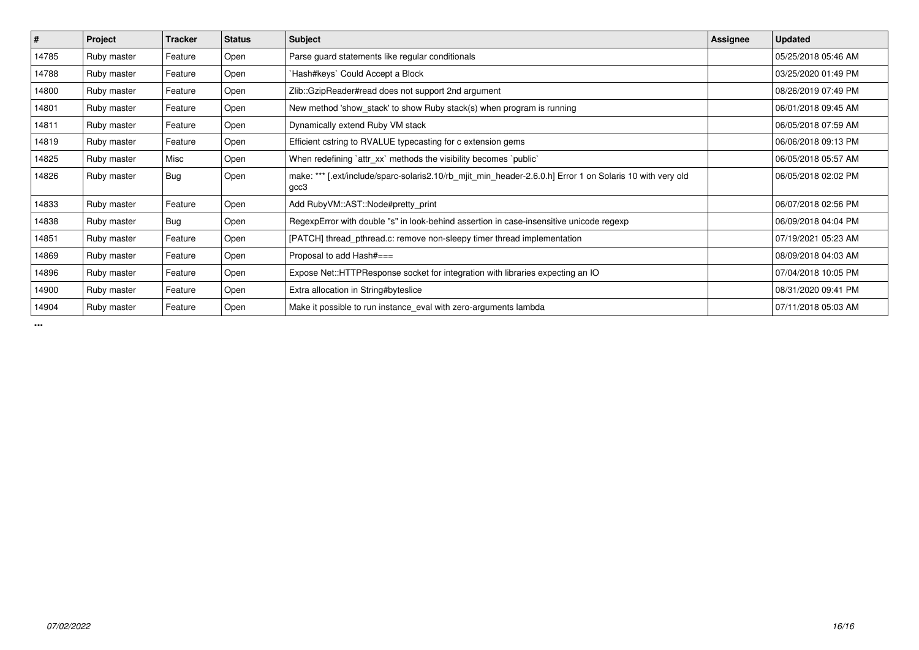| # | Project | Tracker | Status | Subject | Assignee | Updated |
|---|---|---|---|---|---|---|
| 14785 | Ruby master | Feature | Open | Parse guard statements like regular conditionals | | 05/25/2018 05:46 AM |
| 14788 | Ruby master | Feature | Open | `Hash#keys` Could Accept a Block | | 03/25/2020 01:49 PM |
| 14800 | Ruby master | Feature | Open | Zlib::GzipReader#read does not support 2nd argument | | 08/26/2019 07:49 PM |
| 14801 | Ruby master | Feature | Open | New method 'show_stack' to show Ruby stack(s) when program is running | | 06/01/2018 09:45 AM |
| 14811 | Ruby master | Feature | Open | Dynamically extend Ruby VM stack | | 06/05/2018 07:59 AM |
| 14819 | Ruby master | Feature | Open | Efficient cstring to RVALUE typecasting for c extension gems | | 06/06/2018 09:13 PM |
| 14825 | Ruby master | Misc | Open | When redefining `attr_xx` methods the visibility becomes `public` | | 06/05/2018 05:57 AM |
| 14826 | Ruby master | Bug | Open | make: *** [.ext/include/sparc-solaris2.10/rb_mjit_min_header-2.6.0.h] Error 1 on Solaris 10 with very old gcc3 | | 06/05/2018 02:02 PM |
| 14833 | Ruby master | Feature | Open | Add RubyVM::AST::Node#pretty_print | | 06/07/2018 02:56 PM |
| 14838 | Ruby master | Bug | Open | RegexpError with double "s" in look-behind assertion in case-insensitive unicode regexp | | 06/09/2018 04:04 PM |
| 14851 | Ruby master | Feature | Open | [PATCH] thread_pthread.c: remove non-sleepy timer thread implementation | | 07/19/2021 05:23 AM |
| 14869 | Ruby master | Feature | Open | Proposal to add Hash#=== | | 08/09/2018 04:03 AM |
| 14896 | Ruby master | Feature | Open | Expose Net::HTTPResponse socket for integration with libraries expecting an IO | | 07/04/2018 10:05 PM |
| 14900 | Ruby master | Feature | Open | Extra allocation in String#byteslice | | 08/31/2020 09:41 PM |
| 14904 | Ruby master | Feature | Open | Make it possible to run instance_eval with zero-arguments lambda | | 07/11/2018 05:03 AM |

...